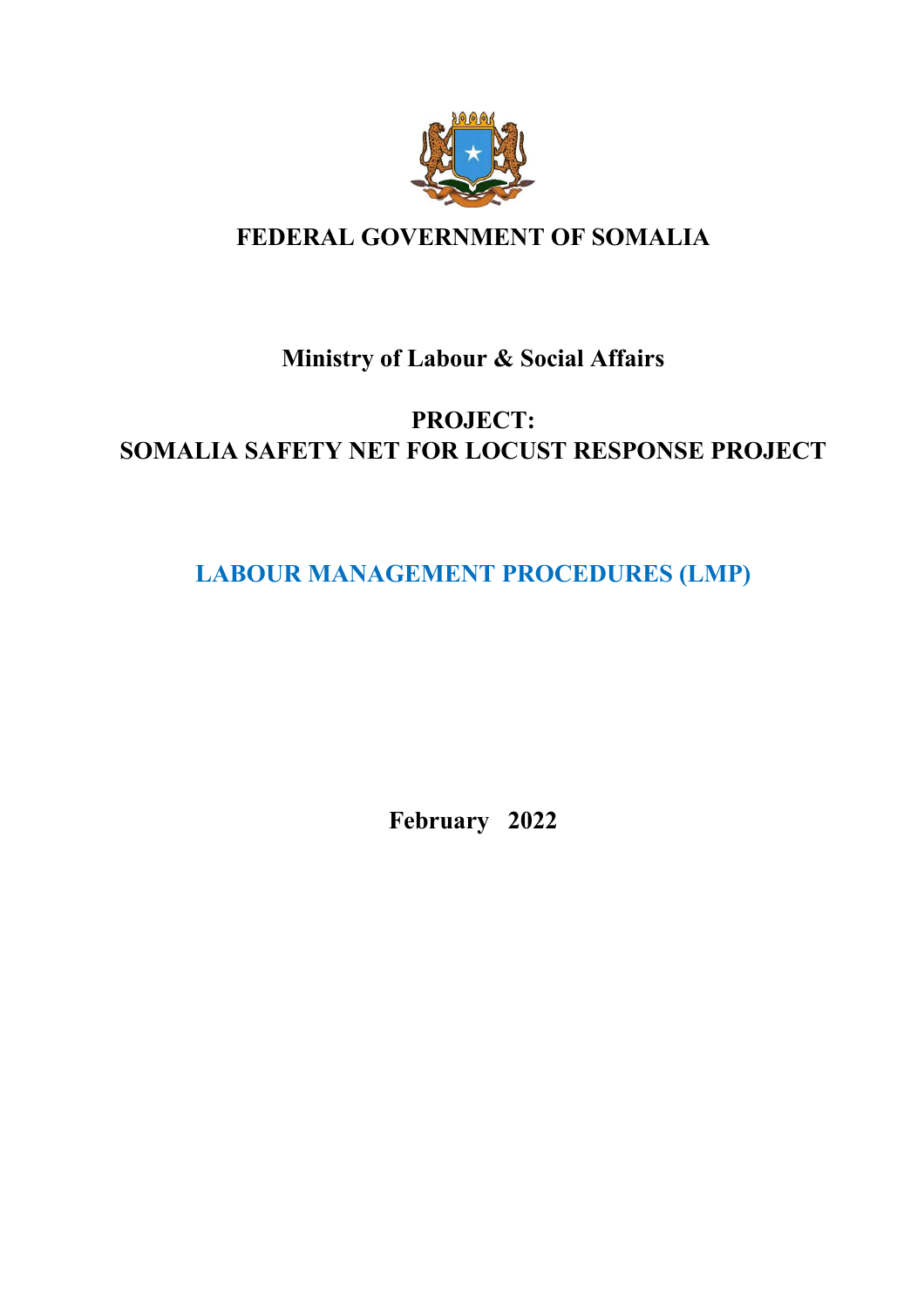# FEDERAL GOVERNMENT OF SOMALIA

## Ministry of Labour & Social Affairs

## PROJECT:
## SOMALIA SAFETY NET FOR LOCUST RESPONSE PROJECT

# LABOUR MANAGEMENT PROCEDURES (LMP)

**February 2022**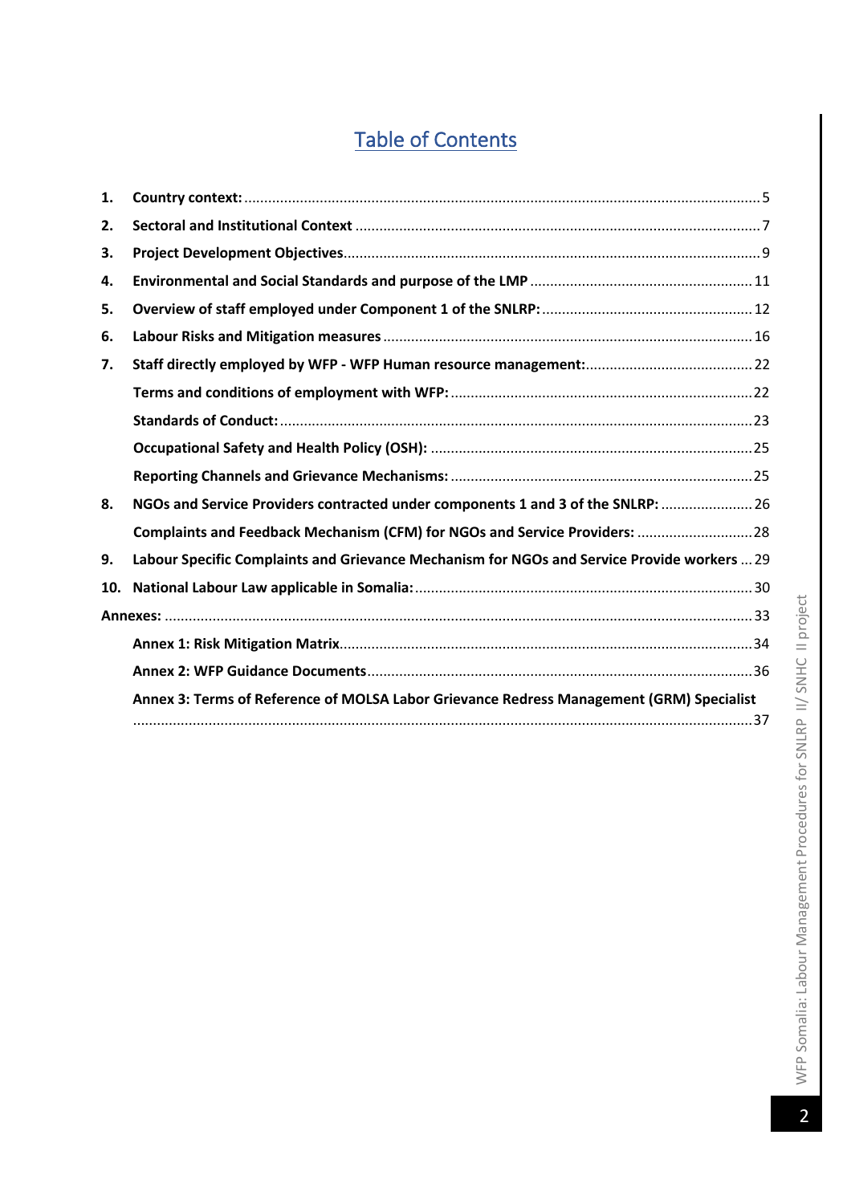# Table of Contents

1. **Country context:** ..... 5
2. **Sectoral and Institutional Context** ..... 7
3. **Project Development Objectives** ..... 9
4. **Environmental and Social Standards and purpose of the LMP** ..... 11
5. **Overview of staff employed under Component 1 of the SNLRP:** ..... 12
6. **Labour Risks and Mitigation measures** ..... 16
7. **Staff directly employed by WFP - WFP Human resource management:** ..... 22
   - **Terms and conditions of employment with WFP:** ..... 22
   - **Standards of Conduct:** ..... 23
   - **Occupational Safety and Health Policy (OSH):** ..... 25
   - **Reporting Channels and Grievance Mechanisms:** ..... 25
8. **NGOs and Service Providers contracted under components 1 and 3 of the SNLRP:** ..... 26
   - **Complaints and Feedback Mechanism (CFM) for NGOs and Service Providers:** ..... 28
9. **Labour Specific Complaints and Grievance Mechanism for NGOs and Service Provide workers** ..... 29
10. **National Labour Law applicable in Somalia:** ..... 30

**Annexes:** ..... 33

- **Annex 1: Risk Mitigation Matrix** ..... 34
- **Annex 2: WFP Guidance Documents** ..... 36
- **Annex 3: Terms of Reference of MOLSA Labor Grievance Redress Management (GRM) Specialist** ..... 37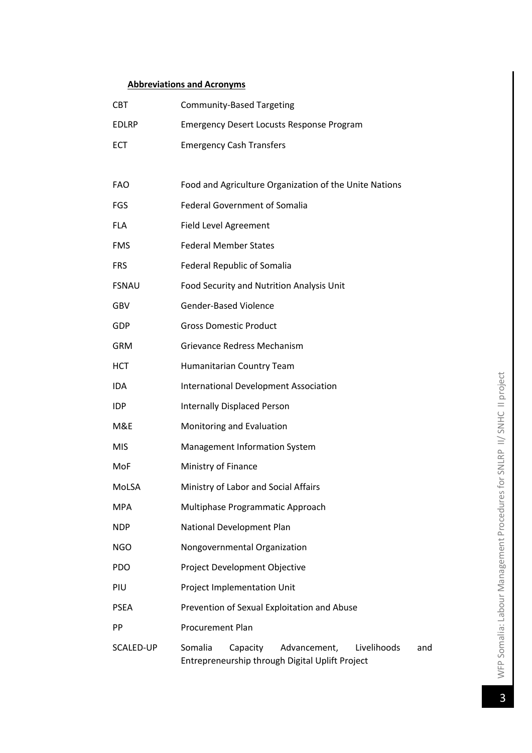**Abbreviations and Acronyms**

| | |
|---|---|
| CBT | Community-Based Targeting |
| EDLRP | Emergency Desert Locusts Response Program |
| ECT | Emergency Cash Transfers |
| FAO | Food and Agriculture Organization of the Unite Nations |
| FGS | Federal Government of Somalia |
| FLA | Field Level Agreement |
| FMS | Federal Member States |
| FRS | Federal Republic of Somalia |
| FSNAU | Food Security and Nutrition Analysis Unit |
| GBV | Gender-Based Violence |
| GDP | Gross Domestic Product |
| GRM | Grievance Redress Mechanism |
| HCT | Humanitarian Country Team |
| IDA | International Development Association |
| IDP | Internally Displaced Person |
| M&E | Monitoring and Evaluation |
| MIS | Management Information System |
| MoF | Ministry of Finance |
| MoLSA | Ministry of Labor and Social Affairs |
| MPA | Multiphase Programmatic Approach |
| NDP | National Development Plan |
| NGO | Nongovernmental Organization |
| PDO | Project Development Objective |
| PIU | Project Implementation Unit |
| PSEA | Prevention of Sexual Exploitation and Abuse |
| PP | Procurement Plan |
| SCALED-UP | Somalia Capacity Advancement, Livelihoods and Entrepreneurship through Digital Uplift Project |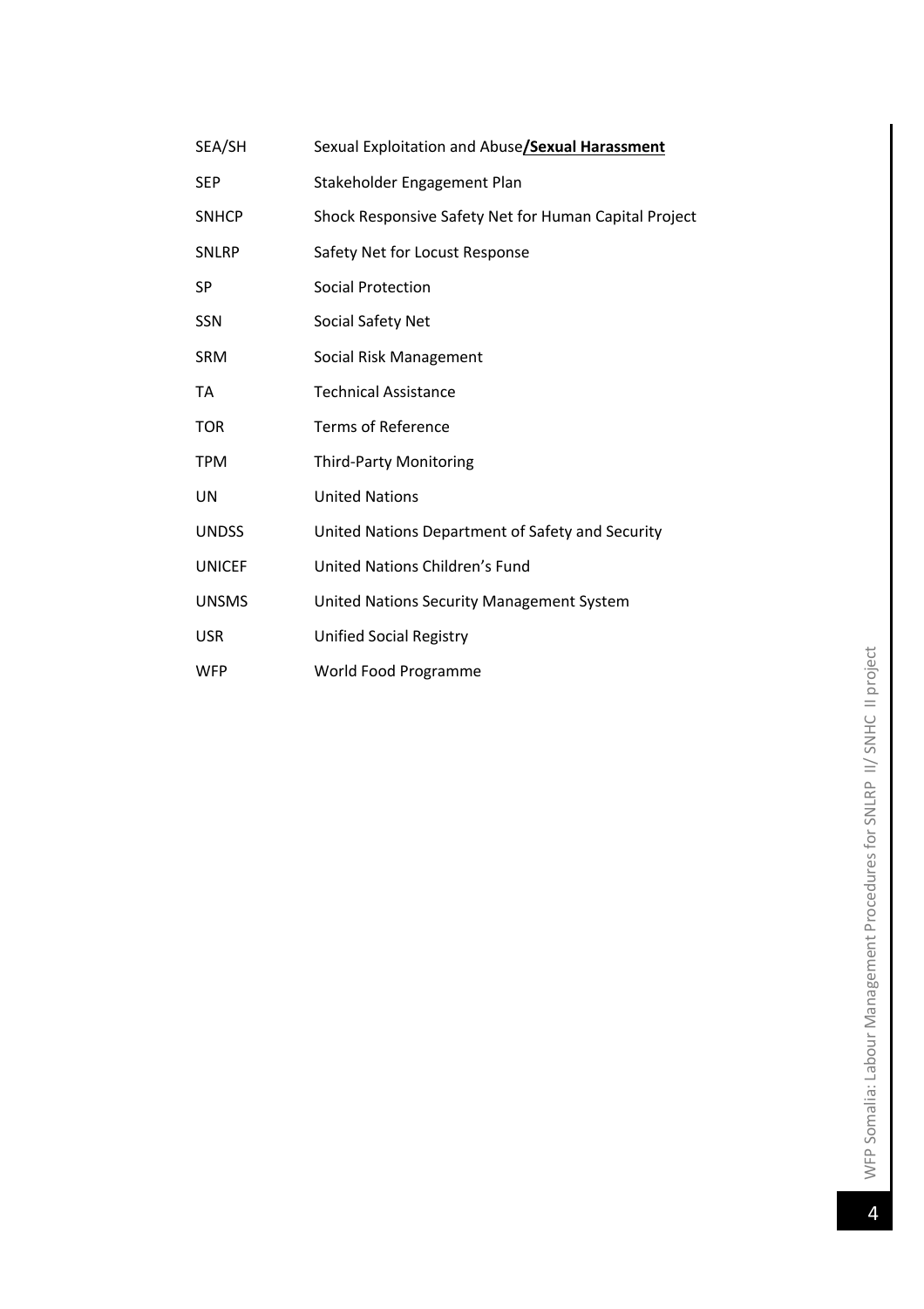| | |
|---|---|
| SEA/SH | Sexual Exploitation and Abuse**/Sexual Harassment** |
| SEP | Stakeholder Engagement Plan |
| SNHCP | Shock Responsive Safety Net for Human Capital Project |
| SNLRP | Safety Net for Locust Response |
| SP | Social Protection |
| SSN | Social Safety Net |
| SRM | Social Risk Management |
| TA | Technical Assistance |
| TOR | Terms of Reference |
| TPM | Third-Party Monitoring |
| UN | United Nations |
| UNDSS | United Nations Department of Safety and Security |
| UNICEF | United Nations Children's Fund |
| UNSMS | United Nations Security Management System |
| USR | Unified Social Registry |
| WFP | World Food Programme |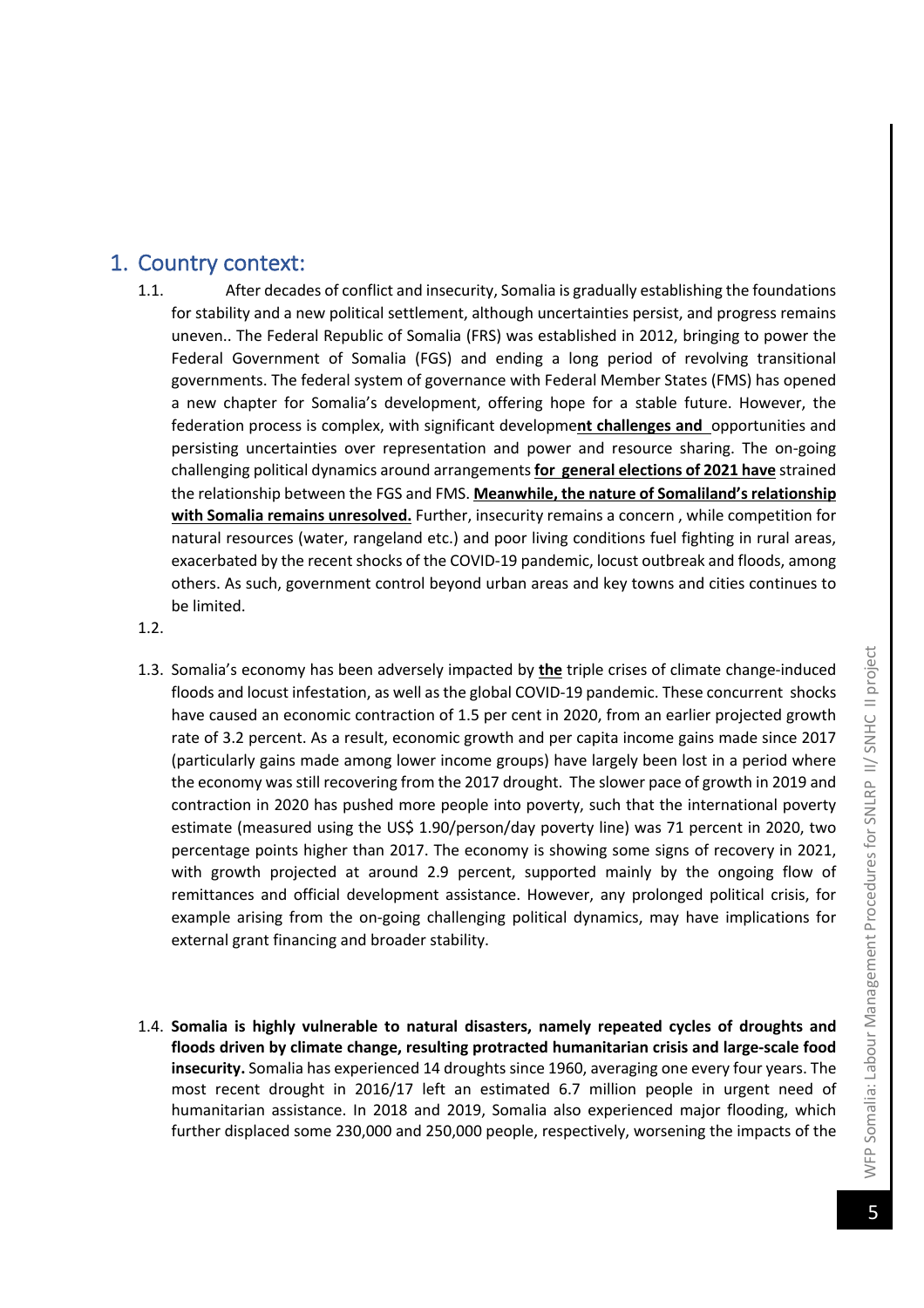# 1. Country context:

1.1. After decades of conflict and insecurity, Somalia is gradually establishing the foundations for stability and a new political settlement, although uncertainties persist, and progress remains uneven.. The Federal Republic of Somalia (FRS) was established in 2012, bringing to power the Federal Government of Somalia (FGS) and ending a long period of revolving transitional governments. The federal system of governance with Federal Member States (FMS) has opened a new chapter for Somalia's development, offering hope for a stable future. However, the federation process is complex, with significant developme**nt challenges and** opportunities and persisting uncertainties over representation and power and resource sharing. The on-going challenging political dynamics around arrangements **for general elections of 2021 have** strained the relationship between the FGS and FMS. **Meanwhile, the nature of Somaliland's relationship with Somalia remains unresolved.** Further, insecurity remains a concern , while competition for natural resources (water, rangeland etc.) and poor living conditions fuel fighting in rural areas, exacerbated by the recent shocks of the COVID-19 pandemic, locust outbreak and floods, among others. As such, government control beyond urban areas and key towns and cities continues to be limited.

1.2.

1.3. Somalia's economy has been adversely impacted by **the** triple crises of climate change-induced floods and locust infestation, as well as the global COVID-19 pandemic. These concurrent shocks have caused an economic contraction of 1.5 per cent in 2020, from an earlier projected growth rate of 3.2 percent. As a result, economic growth and per capita income gains made since 2017 (particularly gains made among lower income groups) have largely been lost in a period where the economy was still recovering from the 2017 drought. The slower pace of growth in 2019 and contraction in 2020 has pushed more people into poverty, such that the international poverty estimate (measured using the US$ 1.90/person/day poverty line) was 71 percent in 2020, two percentage points higher than 2017. The economy is showing some signs of recovery in 2021, with growth projected at around 2.9 percent, supported mainly by the ongoing flow of remittances and official development assistance. However, any prolonged political crisis, for example arising from the on-going challenging political dynamics, may have implications for external grant financing and broader stability.

1.4. **Somalia is highly vulnerable to natural disasters, namely repeated cycles of droughts and floods driven by climate change, resulting protracted humanitarian crisis and large-scale food insecurity.** Somalia has experienced 14 droughts since 1960, averaging one every four years. The most recent drought in 2016/17 left an estimated 6.7 million people in urgent need of humanitarian assistance. In 2018 and 2019, Somalia also experienced major flooding, which further displaced some 230,000 and 250,000 people, respectively, worsening the impacts of the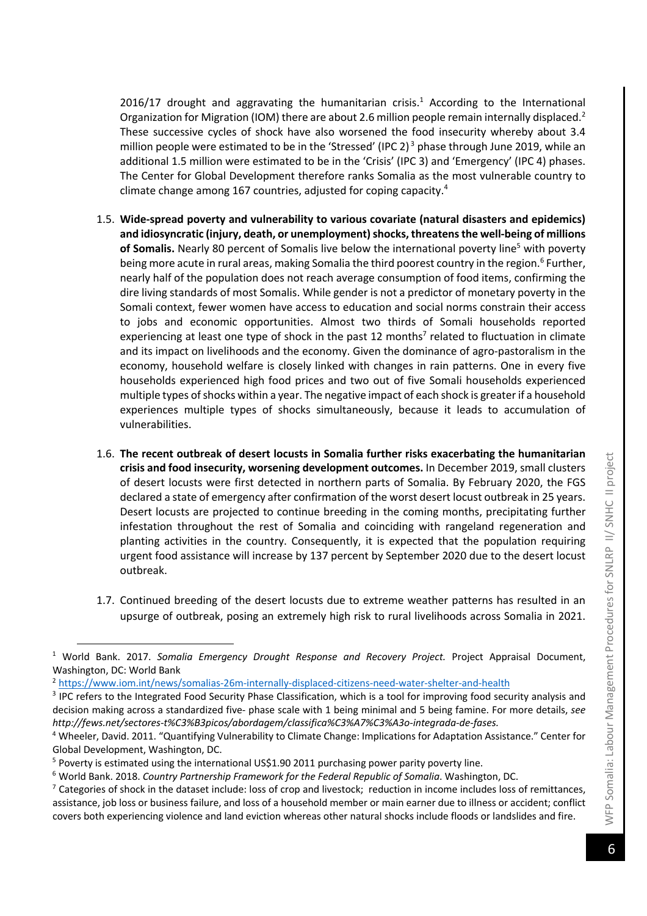2016/17 drought and aggravating the humanitarian crisis.[1] According to the International Organization for Migration (IOM) there are about 2.6 million people remain internally displaced.[2] These successive cycles of shock have also worsened the food insecurity whereby about 3.4 million people were estimated to be in the 'Stressed' (IPC 2)[3] phase through June 2019, while an additional 1.5 million were estimated to be in the 'Crisis' (IPC 3) and 'Emergency' (IPC 4) phases. The Center for Global Development therefore ranks Somalia as the most vulnerable country to climate change among 167 countries, adjusted for coping capacity.[4]

1.5. **Wide-spread poverty and vulnerability to various covariate (natural disasters and epidemics) and idiosyncratic (injury, death, or unemployment) shocks, threatens the well-being of millions of Somalis.** Nearly 80 percent of Somalis live below the international poverty line[5] with poverty being more acute in rural areas, making Somalia the third poorest country in the region.[6] Further, nearly half of the population does not reach average consumption of food items, confirming the dire living standards of most Somalis. While gender is not a predictor of monetary poverty in the Somali context, fewer women have access to education and social norms constrain their access to jobs and economic opportunities. Almost two thirds of Somali households reported experiencing at least one type of shock in the past 12 months[7] related to fluctuation in climate and its impact on livelihoods and the economy. Given the dominance of agro-pastoralism in the economy, household welfare is closely linked with changes in rain patterns. One in every five households experienced high food prices and two out of five Somali households experienced multiple types of shocks within a year. The negative impact of each shock is greater if a household experiences multiple types of shocks simultaneously, because it leads to accumulation of vulnerabilities.

1.6. **The recent outbreak of desert locusts in Somalia further risks exacerbating the humanitarian crisis and food insecurity, worsening development outcomes.** In December 2019, small clusters of desert locusts were first detected in northern parts of Somalia. By February 2020, the FGS declared a state of emergency after confirmation of the worst desert locust outbreak in 25 years. Desert locusts are projected to continue breeding in the coming months, precipitating further infestation throughout the rest of Somalia and coinciding with rangeland regeneration and planting activities in the country. Consequently, it is expected that the population requiring urgent food assistance will increase by 137 percent by September 2020 due to the desert locust outbreak.

1.7. Continued breeding of the desert locusts due to extreme weather patterns has resulted in an upsurge of outbreak, posing an extremely high risk to rural livelihoods across Somalia in 2021.

---

[1] World Bank. 2017. *Somalia Emergency Drought Response and Recovery Project.* Project Appraisal Document, Washington, DC: World Bank

[2] https://www.iom.int/news/somalias-26m-internally-displaced-citizens-need-water-shelter-and-health

[3] IPC refers to the Integrated Food Security Phase Classification, which is a tool for improving food security analysis and decision making across a standardized five- phase scale with 1 being minimal and 5 being famine. For more details, *see http://fews.net/sectores-t%C3%B3picos/abordagem/classifica%C3%A7%C3%A3o-integrada-de-fases.*

[4] Wheeler, David. 2011. "Quantifying Vulnerability to Climate Change: Implications for Adaptation Assistance." Center for Global Development, Washington, DC.

[5] Poverty is estimated using the international US$1.90 2011 purchasing power parity poverty line.

[6] World Bank. 2018. *Country Partnership Framework for the Federal Republic of Somalia*. Washington, DC.

[7] Categories of shock in the dataset include: loss of crop and livestock; reduction in income includes loss of remittances, assistance, job loss or business failure, and loss of a household member or main earner due to illness or accident; conflict covers both experiencing violence and land eviction whereas other natural shocks include floods or landslides and fire.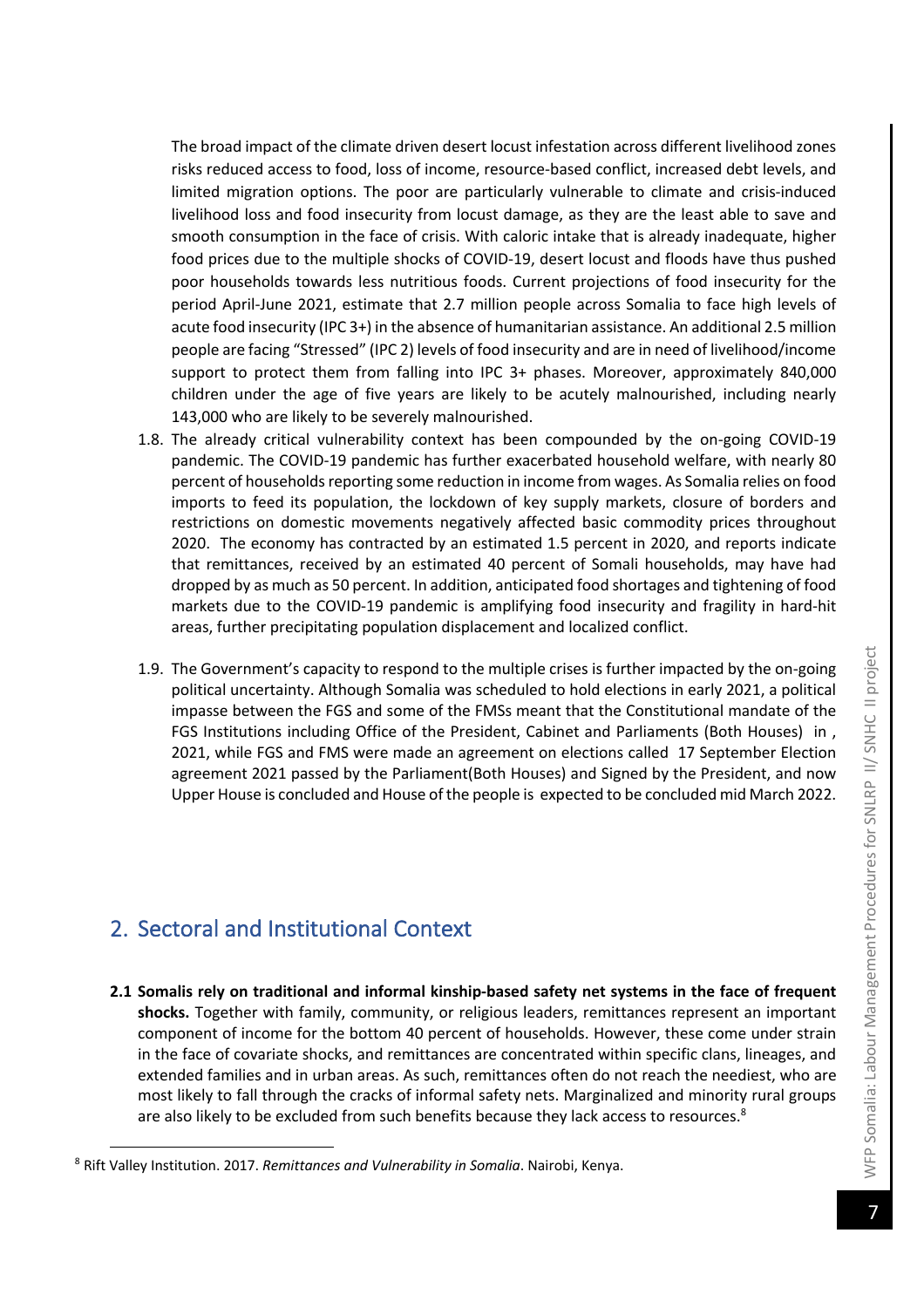The broad impact of the climate driven desert locust infestation across different livelihood zones risks reduced access to food, loss of income, resource-based conflict, increased debt levels, and limited migration options. The poor are particularly vulnerable to climate and crisis-induced livelihood loss and food insecurity from locust damage, as they are the least able to save and smooth consumption in the face of crisis. With caloric intake that is already inadequate, higher food prices due to the multiple shocks of COVID-19, desert locust and floods have thus pushed poor households towards less nutritious foods. Current projections of food insecurity for the period April-June 2021, estimate that 2.7 million people across Somalia to face high levels of acute food insecurity (IPC 3+) in the absence of humanitarian assistance. An additional 2.5 million people are facing "Stressed" (IPC 2) levels of food insecurity and are in need of livelihood/income support to protect them from falling into IPC 3+ phases. Moreover, approximately 840,000 children under the age of five years are likely to be acutely malnourished, including nearly 143,000 who are likely to be severely malnourished.

1.8. The already critical vulnerability context has been compounded by the on-going COVID-19 pandemic. The COVID-19 pandemic has further exacerbated household welfare, with nearly 80 percent of households reporting some reduction in income from wages. As Somalia relies on food imports to feed its population, the lockdown of key supply markets, closure of borders and restrictions on domestic movements negatively affected basic commodity prices throughout 2020. The economy has contracted by an estimated 1.5 percent in 2020, and reports indicate that remittances, received by an estimated 40 percent of Somali households, may have had dropped by as much as 50 percent. In addition, anticipated food shortages and tightening of food markets due to the COVID-19 pandemic is amplifying food insecurity and fragility in hard-hit areas, further precipitating population displacement and localized conflict.

1.9. The Government's capacity to respond to the multiple crises is further impacted by the on-going political uncertainty. Although Somalia was scheduled to hold elections in early 2021, a political impasse between the FGS and some of the FMSs meant that the Constitutional mandate of the FGS Institutions including Office of the President, Cabinet and Parliaments (Both Houses) in , 2021, while FGS and FMS were made an agreement on elections called 17 September Election agreement 2021 passed by the Parliament(Both Houses) and Signed by the President, and now Upper House is concluded and House of the people is expected to be concluded mid March 2022.

## 2. Sectoral and Institutional Context

**2.1 Somalis rely on traditional and informal kinship-based safety net systems in the face of frequent shocks.** Together with family, community, or religious leaders, remittances represent an important component of income for the bottom 40 percent of households. However, these come under strain in the face of covariate shocks, and remittances are concentrated within specific clans, lineages, and extended families and in urban areas. As such, remittances often do not reach the neediest, who are most likely to fall through the cracks of informal safety nets. Marginalized and minority rural groups are also likely to be excluded from such benefits because they lack access to resources.[8]

[8] Rift Valley Institution. 2017. *Remittances and Vulnerability in Somalia*. Nairobi, Kenya.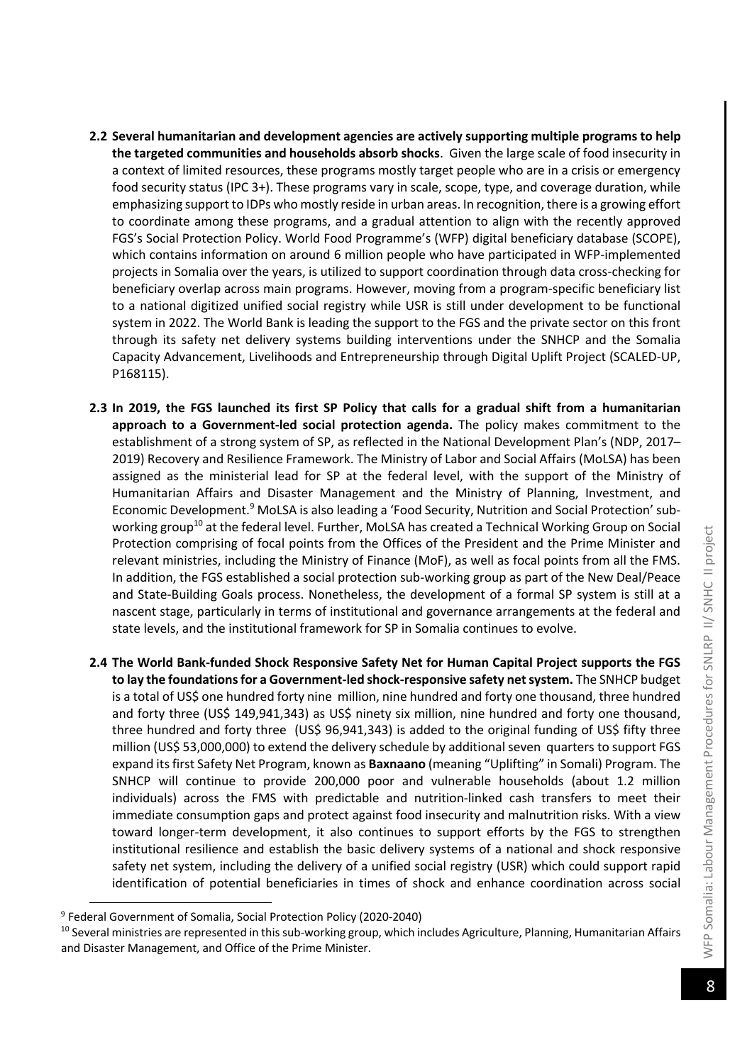**2.2 Several humanitarian and development agencies are actively supporting multiple programs to help the targeted communities and households absorb shocks**. Given the large scale of food insecurity in a context of limited resources, these programs mostly target people who are in a crisis or emergency food security status (IPC 3+). These programs vary in scale, scope, type, and coverage duration, while emphasizing support to IDPs who mostly reside in urban areas. In recognition, there is a growing effort to coordinate among these programs, and a gradual attention to align with the recently approved FGS's Social Protection Policy. World Food Programme's (WFP) digital beneficiary database (SCOPE), which contains information on around 6 million people who have participated in WFP-implemented projects in Somalia over the years, is utilized to support coordination through data cross-checking for beneficiary overlap across main programs. However, moving from a program-specific beneficiary list to a national digitized unified social registry while USR is still under development to be functional system in 2022. The World Bank is leading the support to the FGS and the private sector on this front through its safety net delivery systems building interventions under the SNHCP and the Somalia Capacity Advancement, Livelihoods and Entrepreneurship through Digital Uplift Project (SCALED-UP, P168115).

**2.3 In 2019, the FGS launched its first SP Policy that calls for a gradual shift from a humanitarian approach to a Government-led social protection agenda.** The policy makes commitment to the establishment of a strong system of SP, as reflected in the National Development Plan's (NDP, 2017–2019) Recovery and Resilience Framework. The Ministry of Labor and Social Affairs (MoLSA) has been assigned as the ministerial lead for SP at the federal level, with the support of the Ministry of Humanitarian Affairs and Disaster Management and the Ministry of Planning, Investment, and Economic Development.[9] MoLSA is also leading a 'Food Security, Nutrition and Social Protection' sub-working group[10] at the federal level. Further, MoLSA has created a Technical Working Group on Social Protection comprising of focal points from the Offices of the President and the Prime Minister and relevant ministries, including the Ministry of Finance (MoF), as well as focal points from all the FMS. In addition, the FGS established a social protection sub-working group as part of the New Deal/Peace and State-Building Goals process. Nonetheless, the development of a formal SP system is still at a nascent stage, particularly in terms of institutional and governance arrangements at the federal and state levels, and the institutional framework for SP in Somalia continues to evolve.

**2.4 The World Bank-funded Shock Responsive Safety Net for Human Capital Project supports the FGS to lay the foundations for a Government-led shock-responsive safety net system.** The SNHCP budget is a total of US$ one hundred forty nine million, nine hundred and forty one thousand, three hundred and forty three (US$ 149,941,343) as US$ ninety six million, nine hundred and forty one thousand, three hundred and forty three (US$ 96,941,343) is added to the original funding of US$ fifty three million (US$ 53,000,000) to extend the delivery schedule by additional seven quarters to support FGS expand its first Safety Net Program, known as **Baxnaano** (meaning "Uplifting" in Somali) Program. The SNHCP will continue to provide 200,000 poor and vulnerable households (about 1.2 million individuals) across the FMS with predictable and nutrition-linked cash transfers to meet their immediate consumption gaps and protect against food insecurity and malnutrition risks. With a view toward longer-term development, it also continues to support efforts by the FGS to strengthen institutional resilience and establish the basic delivery systems of a national and shock responsive safety net system, including the delivery of a unified social registry (USR) which could support rapid identification of potential beneficiaries in times of shock and enhance coordination across social

[9] Federal Government of Somalia, Social Protection Policy (2020-2040)

[10] Several ministries are represented in this sub-working group, which includes Agriculture, Planning, Humanitarian Affairs and Disaster Management, and Office of the Prime Minister.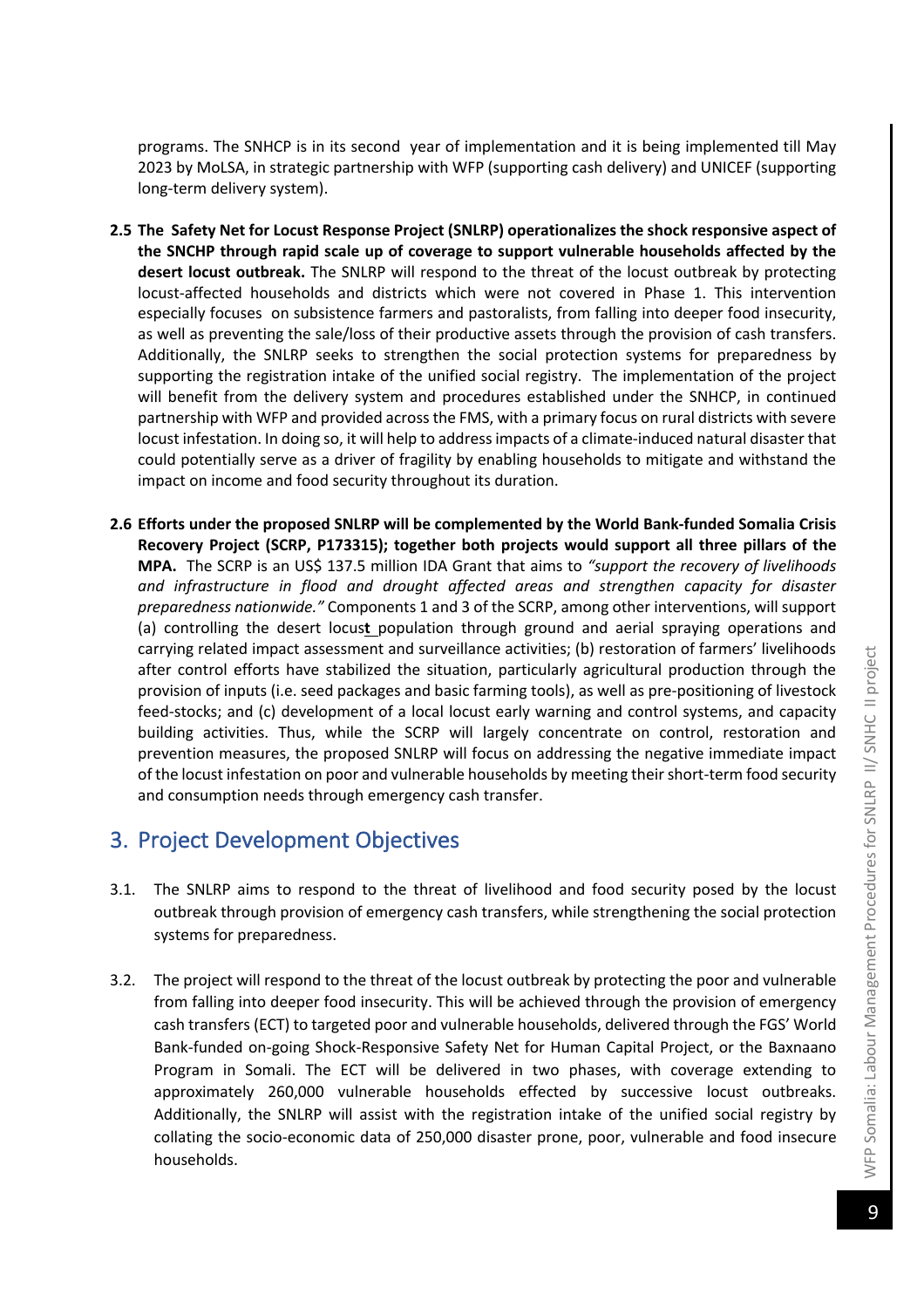programs. The SNHCP is in its second year of implementation and it is being implemented till May 2023 by MoLSA, in strategic partnership with WFP (supporting cash delivery) and UNICEF (supporting long-term delivery system).

2.5 **The Safety Net for Locust Response Project (SNLRP) operationalizes the shock responsive aspect of the SNCHP through rapid scale up of coverage to support vulnerable households affected by the desert locust outbreak.** The SNLRP will respond to the threat of the locust outbreak by protecting locust-affected households and districts which were not covered in Phase 1. This intervention especially focuses on subsistence farmers and pastoralists, from falling into deeper food insecurity, as well as preventing the sale/loss of their productive assets through the provision of cash transfers. Additionally, the SNLRP seeks to strengthen the social protection systems for preparedness by supporting the registration intake of the unified social registry. The implementation of the project will benefit from the delivery system and procedures established under the SNHCP, in continued partnership with WFP and provided across the FMS, with a primary focus on rural districts with severe locust infestation. In doing so, it will help to address impacts of a climate-induced natural disaster that could potentially serve as a driver of fragility by enabling households to mitigate and withstand the impact on income and food security throughout its duration.

2.6 **Efforts under the proposed SNLRP will be complemented by the World Bank-funded Somalia Crisis Recovery Project (SCRP, P173315); together both projects would support all three pillars of the MPA.** The SCRP is an US$ 137.5 million IDA Grant that aims to *"support the recovery of livelihoods and infrastructure in flood and drought affected areas and strengthen capacity for disaster preparedness nationwide."* Components 1 and 3 of the SCRP, among other interventions, will support (a) controlling the desert locust population through ground and aerial spraying operations and carrying related impact assessment and surveillance activities; (b) restoration of farmers' livelihoods after control efforts have stabilized the situation, particularly agricultural production through the provision of inputs (i.e. seed packages and basic farming tools), as well as pre-positioning of livestock feed-stocks; and (c) development of a local locust early warning and control systems, and capacity building activities. Thus, while the SCRP will largely concentrate on control, restoration and prevention measures, the proposed SNLRP will focus on addressing the negative immediate impact of the locust infestation on poor and vulnerable households by meeting their short-term food security and consumption needs through emergency cash transfer.

## 3. Project Development Objectives

3.1. The SNLRP aims to respond to the threat of livelihood and food security posed by the locust outbreak through provision of emergency cash transfers, while strengthening the social protection systems for preparedness.

3.2. The project will respond to the threat of the locust outbreak by protecting the poor and vulnerable from falling into deeper food insecurity. This will be achieved through the provision of emergency cash transfers (ECT) to targeted poor and vulnerable households, delivered through the FGS' World Bank-funded on-going Shock-Responsive Safety Net for Human Capital Project, or the Baxnaano Program in Somali. The ECT will be delivered in two phases, with coverage extending to approximately 260,000 vulnerable households effected by successive locust outbreaks. Additionally, the SNLRP will assist with the registration intake of the unified social registry by collating the socio-economic data of 250,000 disaster prone, poor, vulnerable and food insecure households.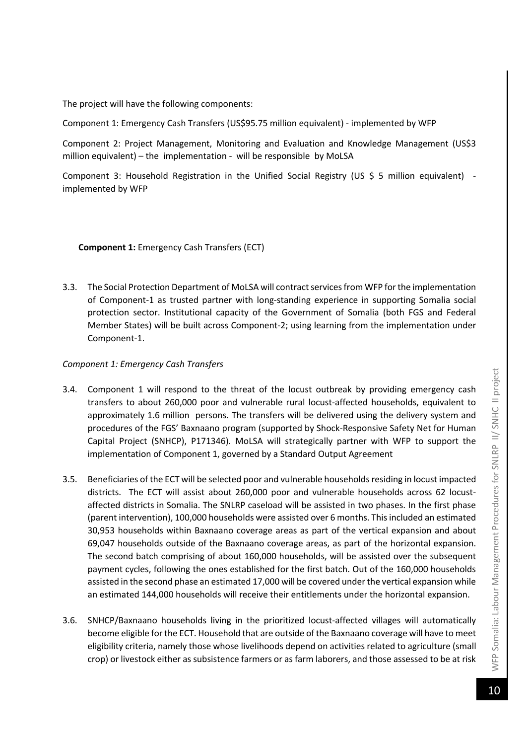The project will have the following components:

Component 1: Emergency Cash Transfers (US$95.75 million equivalent) - implemented by WFP

Component 2: Project Management, Monitoring and Evaluation and Knowledge Management (US$3 million equivalent) – the implementation - will be responsible by MoLSA

Component 3: Household Registration in the Unified Social Registry (US $ 5 million equivalent) - implemented by WFP

**Component 1:** Emergency Cash Transfers (ECT)

3.3. The Social Protection Department of MoLSA will contract services from WFP for the implementation of Component-1 as trusted partner with long-standing experience in supporting Somalia social protection sector. Institutional capacity of the Government of Somalia (both FGS and Federal Member States) will be built across Component-2; using learning from the implementation under Component-1.

*Component 1: Emergency Cash Transfers*

3.4. Component 1 will respond to the threat of the locust outbreak by providing emergency cash transfers to about 260,000 poor and vulnerable rural locust-affected households, equivalent to approximately 1.6 million persons. The transfers will be delivered using the delivery system and procedures of the FGS' Baxnaano program (supported by Shock-Responsive Safety Net for Human Capital Project (SNHCP), P171346). MoLSA will strategically partner with WFP to support the implementation of Component 1, governed by a Standard Output Agreement

3.5. Beneficiaries of the ECT will be selected poor and vulnerable households residing in locust impacted districts. The ECT will assist about 260,000 poor and vulnerable households across 62 locust-affected districts in Somalia. The SNLRP caseload will be assisted in two phases. In the first phase (parent intervention), 100,000 households were assisted over 6 months. This included an estimated 30,953 households within Baxnaano coverage areas as part of the vertical expansion and about 69,047 households outside of the Baxnaano coverage areas, as part of the horizontal expansion. The second batch comprising of about 160,000 households, will be assisted over the subsequent payment cycles, following the ones established for the first batch. Out of the 160,000 households assisted in the second phase an estimated 17,000 will be covered under the vertical expansion while an estimated 144,000 households will receive their entitlements under the horizontal expansion.

3.6. SNHCP/Baxnaano households living in the prioritized locust-affected villages will automatically become eligible for the ECT. Household that are outside of the Baxnaano coverage will have to meet eligibility criteria, namely those whose livelihoods depend on activities related to agriculture (small crop) or livestock either as subsistence farmers or as farm laborers, and those assessed to be at risk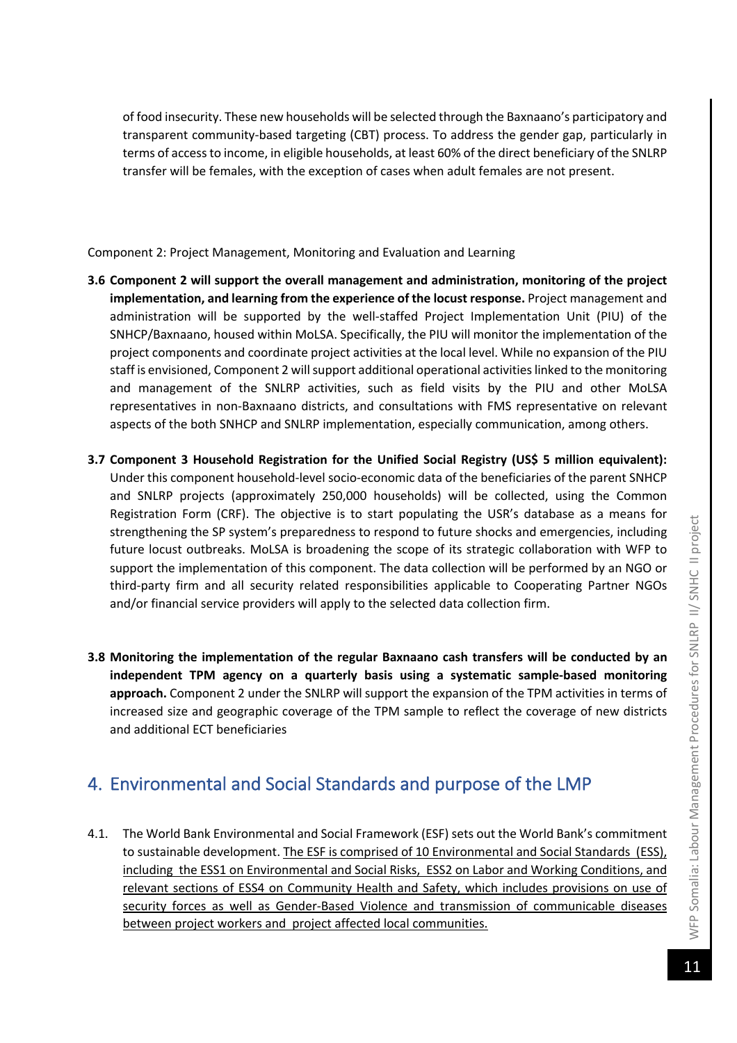of food insecurity. These new households will be selected through the Baxnaano's participatory and transparent community-based targeting (CBT) process. To address the gender gap, particularly in terms of access to income, in eligible households, at least 60% of the direct beneficiary of the SNLRP transfer will be females, with the exception of cases when adult females are not present.

Component 2: Project Management, Monitoring and Evaluation and Learning

**3.6 Component 2 will support the overall management and administration, monitoring of the project implementation, and learning from the experience of the locust response.** Project management and administration will be supported by the well-staffed Project Implementation Unit (PIU) of the SNHCP/Baxnaano, housed within MoLSA. Specifically, the PIU will monitor the implementation of the project components and coordinate project activities at the local level. While no expansion of the PIU staff is envisioned, Component 2 will support additional operational activities linked to the monitoring and management of the SNLRP activities, such as field visits by the PIU and other MoLSA representatives in non-Baxnaano districts, and consultations with FMS representative on relevant aspects of the both SNHCP and SNLRP implementation, especially communication, among others.

**3.7 Component 3 Household Registration for the Unified Social Registry (US$ 5 million equivalent):** Under this component household-level socio-economic data of the beneficiaries of the parent SNHCP and SNLRP projects (approximately 250,000 households) will be collected, using the Common Registration Form (CRF). The objective is to start populating the USR's database as a means for strengthening the SP system's preparedness to respond to future shocks and emergencies, including future locust outbreaks. MoLSA is broadening the scope of its strategic collaboration with WFP to support the implementation of this component. The data collection will be performed by an NGO or third-party firm and all security related responsibilities applicable to Cooperating Partner NGOs and/or financial service providers will apply to the selected data collection firm.

**3.8 Monitoring the implementation of the regular Baxnaano cash transfers will be conducted by an independent TPM agency on a quarterly basis using a systematic sample-based monitoring approach.** Component 2 under the SNLRP will support the expansion of the TPM activities in terms of increased size and geographic coverage of the TPM sample to reflect the coverage of new districts and additional ECT beneficiaries

## 4. Environmental and Social Standards and purpose of the LMP

4.1. The World Bank Environmental and Social Framework (ESF) sets out the World Bank's commitment to sustainable development. The ESF is comprised of 10 Environmental and Social Standards (ESS), including the ESS1 on Environmental and Social Risks, ESS2 on Labor and Working Conditions, and relevant sections of ESS4 on Community Health and Safety, which includes provisions on use of security forces as well as Gender-Based Violence and transmission of communicable diseases between project workers and project affected local communities.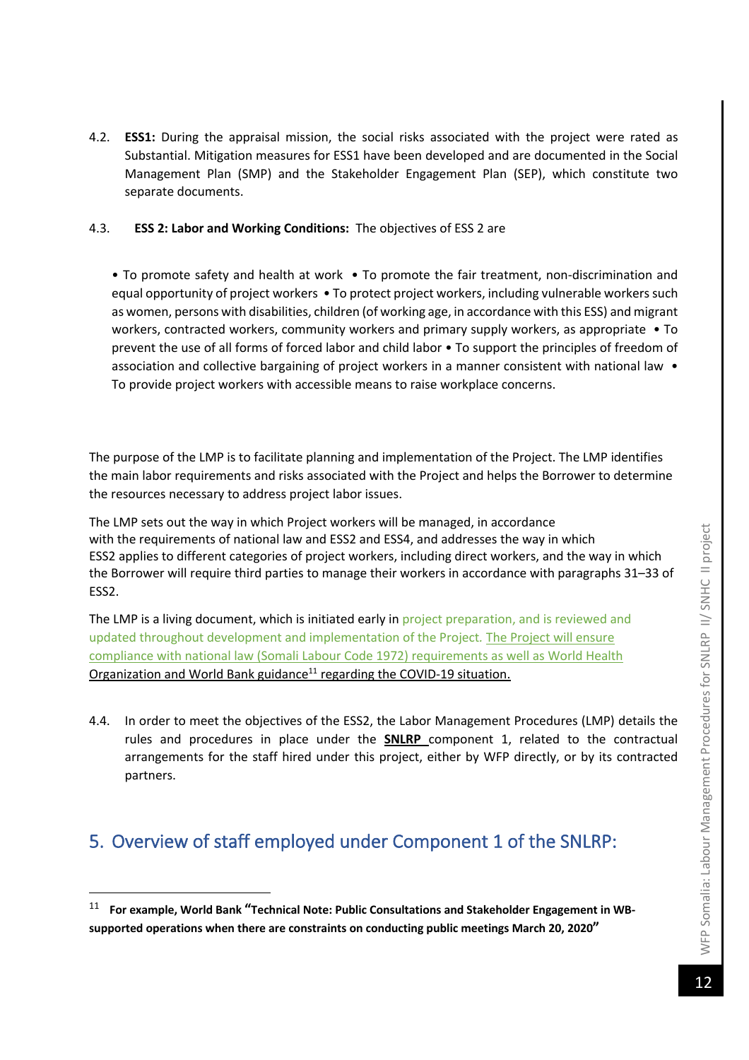4.2. **ESS1:** During the appraisal mission, the social risks associated with the project were rated as Substantial. Mitigation measures for ESS1 have been developed and are documented in the Social Management Plan (SMP) and the Stakeholder Engagement Plan (SEP), which constitute two separate documents.

4.3. **ESS 2: Labor and Working Conditions:** The objectives of ESS 2 are

• To promote safety and health at work • To promote the fair treatment, non-discrimination and equal opportunity of project workers • To protect project workers, including vulnerable workers such as women, persons with disabilities, children (of working age, in accordance with this ESS) and migrant workers, contracted workers, community workers and primary supply workers, as appropriate • To prevent the use of all forms of forced labor and child labor • To support the principles of freedom of association and collective bargaining of project workers in a manner consistent with national law • To provide project workers with accessible means to raise workplace concerns.

The purpose of the LMP is to facilitate planning and implementation of the Project. The LMP identifies the main labor requirements and risks associated with the Project and helps the Borrower to determine the resources necessary to address project labor issues.

The LMP sets out the way in which Project workers will be managed, in accordance with the requirements of national law and ESS2 and ESS4, and addresses the way in which ESS2 applies to different categories of project workers, including direct workers, and the way in which the Borrower will require third parties to manage their workers in accordance with paragraphs 31–33 of ESS2.

The LMP is a living document, which is initiated early in project preparation, and is reviewed and updated throughout development and implementation of the Project. The Project will ensure compliance with national law (Somali Labour Code 1972) requirements as well as World Health Organization and World Bank guidance[11] regarding the COVID-19 situation.

4.4. In order to meet the objectives of the ESS2, the Labor Management Procedures (LMP) details the rules and procedures in place under the **SNLRP** component 1, related to the contractual arrangements for the staff hired under this project, either by WFP directly, or by its contracted partners.

## 5. Overview of staff employed under Component 1 of the SNLRP:

[11] **For example, World Bank "Technical Note: Public Consultations and Stakeholder Engagement in WB-supported operations when there are constraints on conducting public meetings March 20, 2020"**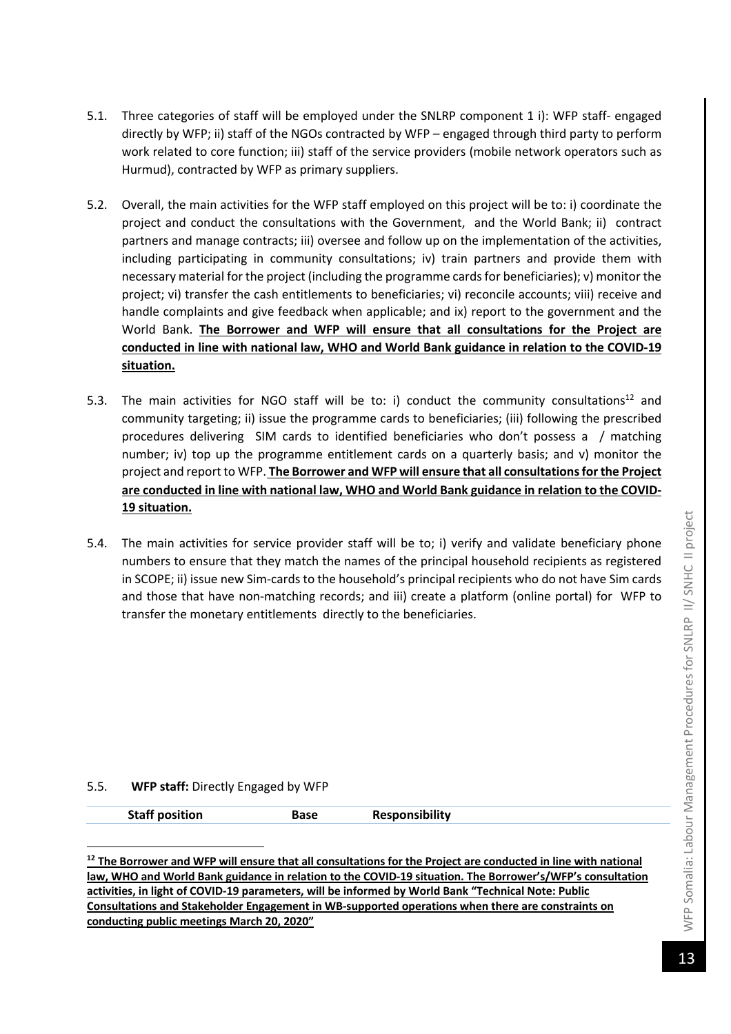5.1. Three categories of staff will be employed under the SNLRP component 1 i): WFP staff- engaged directly by WFP; ii) staff of the NGOs contracted by WFP – engaged through third party to perform work related to core function; iii) staff of the service providers (mobile network operators such as Hurmud), contracted by WFP as primary suppliers.

5.2. Overall, the main activities for the WFP staff employed on this project will be to: i) coordinate the project and conduct the consultations with the Government, and the World Bank; ii) contract partners and manage contracts; iii) oversee and follow up on the implementation of the activities, including participating in community consultations; iv) train partners and provide them with necessary material for the project (including the programme cards for beneficiaries); v) monitor the project; vi) transfer the cash entitlements to beneficiaries; vi) reconcile accounts; viii) receive and handle complaints and give feedback when applicable; and ix) report to the government and the World Bank. **The Borrower and WFP will ensure that all consultations for the Project are conducted in line with national law, WHO and World Bank guidance in relation to the COVID-19 situation.**

5.3. The main activities for NGO staff will be to: i) conduct the community consultations[12] and community targeting; ii) issue the programme cards to beneficiaries; (iii) following the prescribed procedures delivering SIM cards to identified beneficiaries who don't possess a / matching number; iv) top up the programme entitlement cards on a quarterly basis; and v) monitor the project and report to WFP. **The Borrower and WFP will ensure that all consultations for the Project are conducted in line with national law, WHO and World Bank guidance in relation to the COVID-19 situation.**

5.4. The main activities for service provider staff will be to; i) verify and validate beneficiary phone numbers to ensure that they match the names of the principal household recipients as registered in SCOPE; ii) issue new Sim-cards to the household's principal recipients who do not have Sim cards and those that have non-matching records; and iii) create a platform (online portal) for WFP to transfer the monetary entitlements directly to the beneficiaries.

5.5. **WFP staff:** Directly Engaged by WFP

| Staff position | Base | Responsibility |
|---|---|---|

[12] **The Borrower and WFP will ensure that all consultations for the Project are conducted in line with national law, WHO and World Bank guidance in relation to the COVID-19 situation. The Borrower's/WFP's consultation activities, in light of COVID-19 parameters, will be informed by World Bank "Technical Note: Public Consultations and Stakeholder Engagement in WB-supported operations when there are constraints on conducting public meetings March 20, 2020"**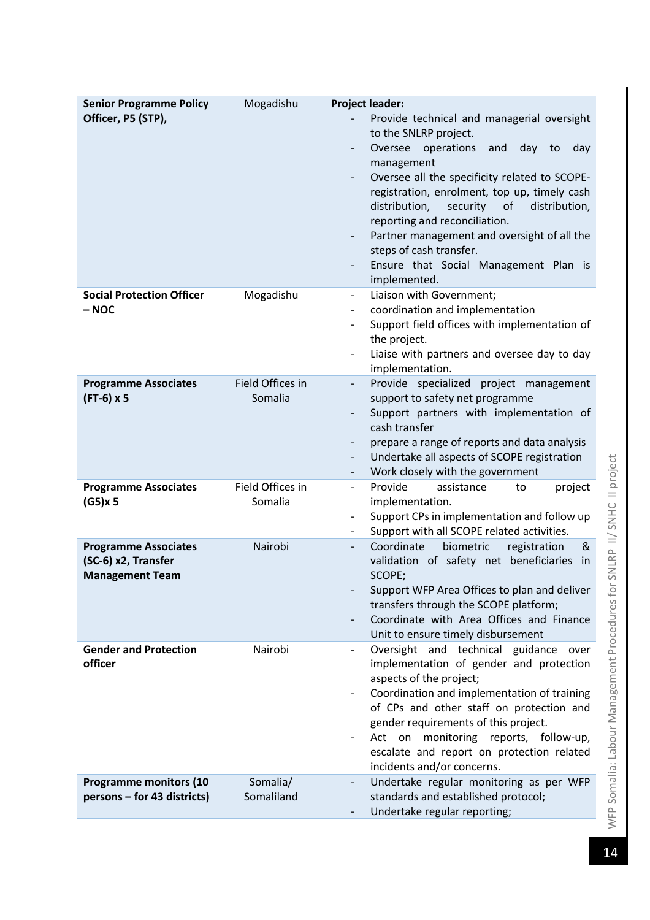| **Senior Programme Policy Officer, P5 (STP),** | Mogadishu | **Project leader:**<br>- Provide technical and managerial oversight to the SNLRP project.<br>- Oversee operations and day to day management<br>- Oversee all the specificity related to SCOPE-registration, enrolment, top up, timely cash distribution, security of distribution, reporting and reconciliation.<br>- Partner management and oversight of all the steps of cash transfer.<br>- Ensure that Social Management Plan is implemented. |
|---|---|---|
| **Social Protection Officer – NOC** | Mogadishu | - Liaison with Government;<br>- coordination and implementation<br>- Support field offices with implementation of the project.<br>- Liaise with partners and oversee day to day implementation. |
| **Programme Associates (FT-6) x 5** | Field Offices in Somalia | - Provide specialized project management support to safety net programme<br>- Support partners with implementation of cash transfer<br>- prepare a range of reports and data analysis<br>- Undertake all aspects of SCOPE registration<br>- Work closely with the government |
| **Programme Associates (G5)x 5** | Field Offices in Somalia | - Provide assistance to project implementation.<br>- Support CPs in implementation and follow up<br>- Support with all SCOPE related activities. |
| **Programme Associates (SC-6) x2, Transfer Management Team** | Nairobi | - Coordinate biometric registration & validation of safety net beneficiaries in SCOPE;<br>- Support WFP Area Offices to plan and deliver transfers through the SCOPE platform;<br>- Coordinate with Area Offices and Finance Unit to ensure timely disbursement |
| **Gender and Protection officer** | Nairobi | - Oversight and technical guidance over implementation of gender and protection aspects of the project;<br>- Coordination and implementation of training of CPs and other staff on protection and gender requirements of this project.<br>- Act on monitoring reports, follow-up, escalate and report on protection related incidents and/or concerns. |
| **Programme monitors (10 persons – for 43 districts)** | Somalia/ Somaliland | - Undertake regular monitoring as per WFP standards and established protocol;<br>- Undertake regular reporting; |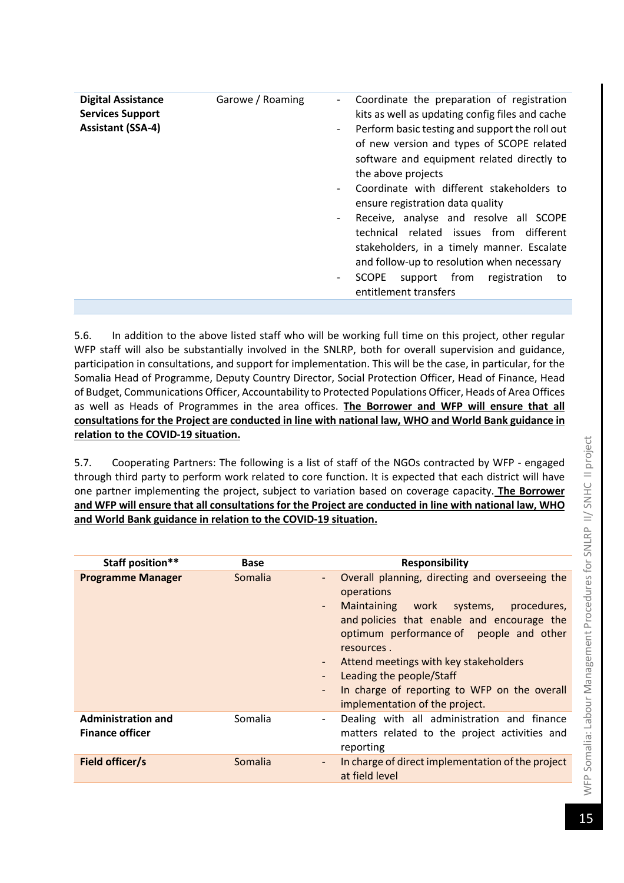| | | |
|---|---|---|
| **Digital Assistance Services Support Assistant (SSA-4)** | Garowe / Roaming | - Coordinate the preparation of registration kits as well as updating config files and cache<br>- Perform basic testing and support the roll out of new version and types of SCOPE related software and equipment related directly to the above projects<br>- Coordinate with different stakeholders to ensure registration data quality<br>- Receive, analyse and resolve all SCOPE technical related issues from different stakeholders, in a timely manner. Escalate and follow-up to resolution when necessary<br>- SCOPE support from registration to entitlement transfers |

5.6. In addition to the above listed staff who will be working full time on this project, other regular WFP staff will also be substantially involved in the SNLRP, both for overall supervision and guidance, participation in consultations, and support for implementation. This will be the case, in particular, for the Somalia Head of Programme, Deputy Country Director, Social Protection Officer, Head of Finance, Head of Budget, Communications Officer, Accountability to Protected Populations Officer, Heads of Area Offices as well as Heads of Programmes in the area offices. **The Borrower and WFP will ensure that all consultations for the Project are conducted in line with national law, WHO and World Bank guidance in relation to the COVID-19 situation.**

5.7. Cooperating Partners: The following is a list of staff of the NGOs contracted by WFP - engaged through third party to perform work related to core function. It is expected that each district will have one partner implementing the project, subject to variation based on coverage capacity. **The Borrower and WFP will ensure that all consultations for the Project are conducted in line with national law, WHO and World Bank guidance in relation to the COVID-19 situation.**

| Staff position** | Base | Responsibility |
|---|---|---|
| **Programme Manager** | Somalia | - Overall planning, directing and overseeing the operations<br>- Maintaining work systems, procedures, and policies that enable and encourage the optimum performance of people and other resources .<br>- Attend meetings with key stakeholders<br>- Leading the people/Staff<br>- In charge of reporting to WFP on the overall implementation of the project. |
| **Administration and Finance officer** | Somalia | - Dealing with all administration and finance matters related to the project activities and reporting |
| **Field officer/s** | Somalia | - In charge of direct implementation of the project at field level |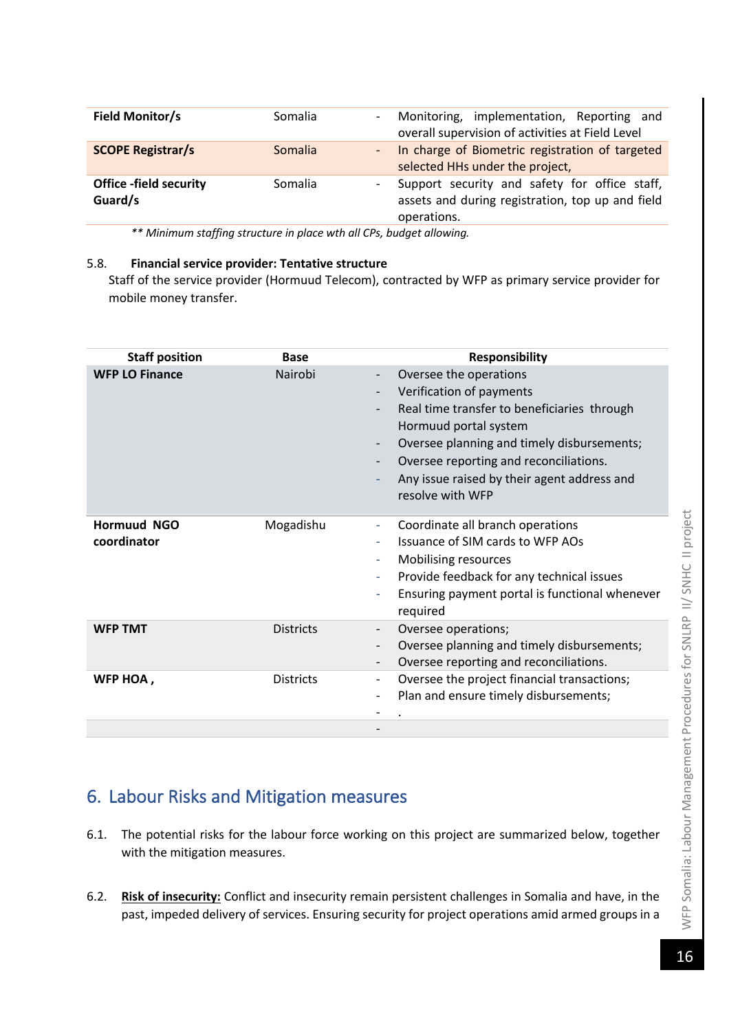| | | |
|---|---|---|
| **Field Monitor/s** | Somalia | - Monitoring, implementation, Reporting and overall supervision of activities at Field Level |
| **SCOPE Registrar/s** | Somalia | - In charge of Biometric registration of targeted selected HHs under the project, |
| **Office -field security Guard/s** | Somalia | - Support security and safety for office staff, assets and during registration, top up and field operations. |

*\*\* Minimum staffing structure in place wth all CPs, budget allowing.*

5.8. **Financial service provider: Tentative structure**

Staff of the service provider (Hormuud Telecom), contracted by WFP as primary service provider for mobile money transfer.

| Staff position | Base | Responsibility |
|---|---|---|
| **WFP LO Finance** | Nairobi | - Oversee the operations<br>- Verification of payments<br>- Real time transfer to beneficiaries through Hormuud portal system<br>- Oversee planning and timely disbursements;<br>- Oversee reporting and reconciliations.<br>- Any issue raised by their agent address and resolve with WFP |
| **Hormuud NGO coordinator** | Mogadishu | - Coordinate all branch operations<br>- Issuance of SIM cards to WFP AOs<br>- Mobilising resources<br>- Provide feedback for any technical issues<br>- Ensuring payment portal is functional whenever required |
| **WFP TMT** | Districts | - Oversee operations;<br>- Oversee planning and timely disbursements;<br>- Oversee reporting and reconciliations. |
| **WFP HOA ,** | Districts | - Oversee the project financial transactions;<br>- Plan and ensure timely disbursements;<br>- . |
| | | - |

## 6. Labour Risks and Mitigation measures

6.1. The potential risks for the labour force working on this project are summarized below, together with the mitigation measures.

6.2. <u>**Risk of insecurity:**</u> Conflict and insecurity remain persistent challenges in Somalia and have, in the past, impeded delivery of services. Ensuring security for project operations amid armed groups in a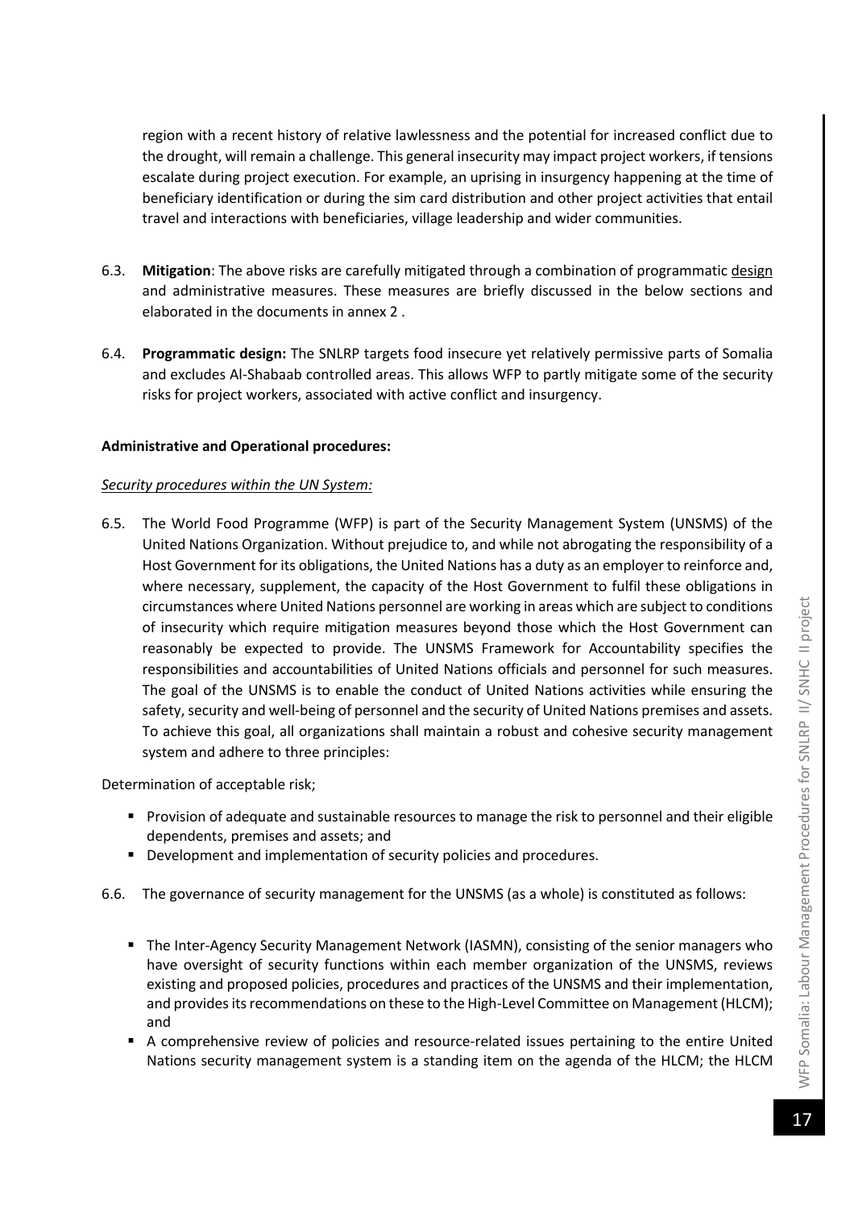region with a recent history of relative lawlessness and the potential for increased conflict due to the drought, will remain a challenge. This general insecurity may impact project workers, if tensions escalate during project execution. For example, an uprising in insurgency happening at the time of beneficiary identification or during the sim card distribution and other project activities that entail travel and interactions with beneficiaries, village leadership and wider communities.

6.3. **Mitigation**: The above risks are carefully mitigated through a combination of programmatic design and administrative measures. These measures are briefly discussed in the below sections and elaborated in the documents in annex 2 .

6.4. **Programmatic design:** The SNLRP targets food insecure yet relatively permissive parts of Somalia and excludes Al-Shabaab controlled areas. This allows WFP to partly mitigate some of the security risks for project workers, associated with active conflict and insurgency.

**Administrative and Operational procedures:**

*Security procedures within the UN System:*

6.5. The World Food Programme (WFP) is part of the Security Management System (UNSMS) of the United Nations Organization. Without prejudice to, and while not abrogating the responsibility of a Host Government for its obligations, the United Nations has a duty as an employer to reinforce and, where necessary, supplement, the capacity of the Host Government to fulfil these obligations in circumstances where United Nations personnel are working in areas which are subject to conditions of insecurity which require mitigation measures beyond those which the Host Government can reasonably be expected to provide. The UNSMS Framework for Accountability specifies the responsibilities and accountabilities of United Nations officials and personnel for such measures. The goal of the UNSMS is to enable the conduct of United Nations activities while ensuring the safety, security and well-being of personnel and the security of United Nations premises and assets. To achieve this goal, all organizations shall maintain a robust and cohesive security management system and adhere to three principles:

Determination of acceptable risk;

- Provision of adequate and sustainable resources to manage the risk to personnel and their eligible dependents, premises and assets; and
- Development and implementation of security policies and procedures.

6.6. The governance of security management for the UNSMS (as a whole) is constituted as follows:

- The Inter-Agency Security Management Network (IASMN), consisting of the senior managers who have oversight of security functions within each member organization of the UNSMS, reviews existing and proposed policies, procedures and practices of the UNSMS and their implementation, and provides its recommendations on these to the High-Level Committee on Management (HLCM); and
- A comprehensive review of policies and resource-related issues pertaining to the entire United Nations security management system is a standing item on the agenda of the HLCM; the HLCM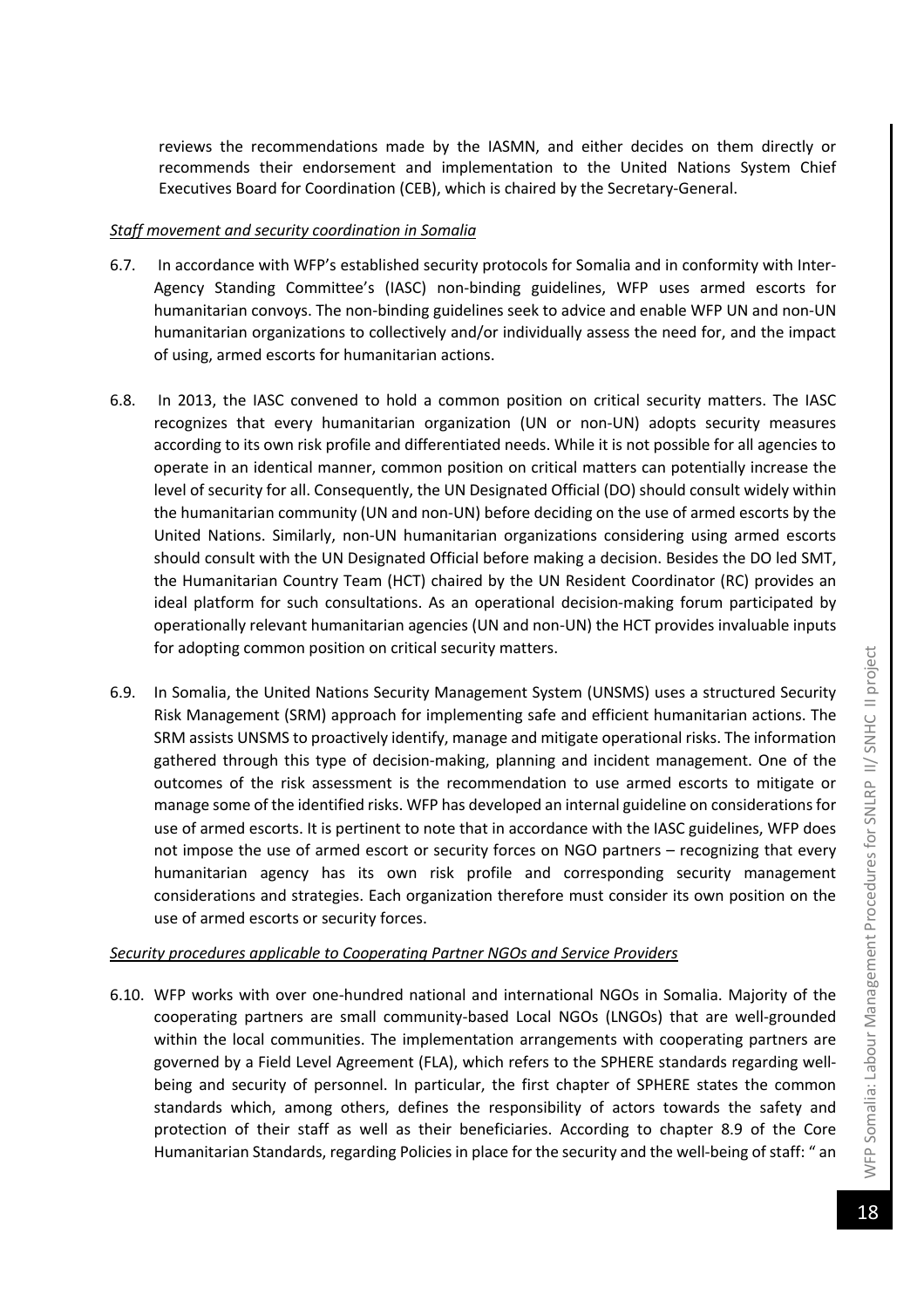reviews the recommendations made by the IASMN, and either decides on them directly or recommends their endorsement and implementation to the United Nations System Chief Executives Board for Coordination (CEB), which is chaired by the Secretary-General.

*Staff movement and security coordination in Somalia*

6.7. In accordance with WFP's established security protocols for Somalia and in conformity with Inter-Agency Standing Committee's (IASC) non-binding guidelines, WFP uses armed escorts for humanitarian convoys. The non-binding guidelines seek to advice and enable WFP UN and non-UN humanitarian organizations to collectively and/or individually assess the need for, and the impact of using, armed escorts for humanitarian actions.

6.8. In 2013, the IASC convened to hold a common position on critical security matters. The IASC recognizes that every humanitarian organization (UN or non-UN) adopts security measures according to its own risk profile and differentiated needs. While it is not possible for all agencies to operate in an identical manner, common position on critical matters can potentially increase the level of security for all. Consequently, the UN Designated Official (DO) should consult widely within the humanitarian community (UN and non-UN) before deciding on the use of armed escorts by the United Nations. Similarly, non-UN humanitarian organizations considering using armed escorts should consult with the UN Designated Official before making a decision. Besides the DO led SMT, the Humanitarian Country Team (HCT) chaired by the UN Resident Coordinator (RC) provides an ideal platform for such consultations. As an operational decision-making forum participated by operationally relevant humanitarian agencies (UN and non-UN) the HCT provides invaluable inputs for adopting common position on critical security matters.

6.9. In Somalia, the United Nations Security Management System (UNSMS) uses a structured Security Risk Management (SRM) approach for implementing safe and efficient humanitarian actions. The SRM assists UNSMS to proactively identify, manage and mitigate operational risks. The information gathered through this type of decision-making, planning and incident management. One of the outcomes of the risk assessment is the recommendation to use armed escorts to mitigate or manage some of the identified risks. WFP has developed an internal guideline on considerations for use of armed escorts. It is pertinent to note that in accordance with the IASC guidelines, WFP does not impose the use of armed escort or security forces on NGO partners – recognizing that every humanitarian agency has its own risk profile and corresponding security management considerations and strategies. Each organization therefore must consider its own position on the use of armed escorts or security forces.

*Security procedures applicable to Cooperating Partner NGOs and Service Providers*

6.10. WFP works with over one-hundred national and international NGOs in Somalia. Majority of the cooperating partners are small community-based Local NGOs (LNGOs) that are well-grounded within the local communities. The implementation arrangements with cooperating partners are governed by a Field Level Agreement (FLA), which refers to the SPHERE standards regarding well-being and security of personnel. In particular, the first chapter of SPHERE states the common standards which, among others, defines the responsibility of actors towards the safety and protection of their staff as well as their beneficiaries. According to chapter 8.9 of the Core Humanitarian Standards, regarding Policies in place for the security and the well-being of staff: " an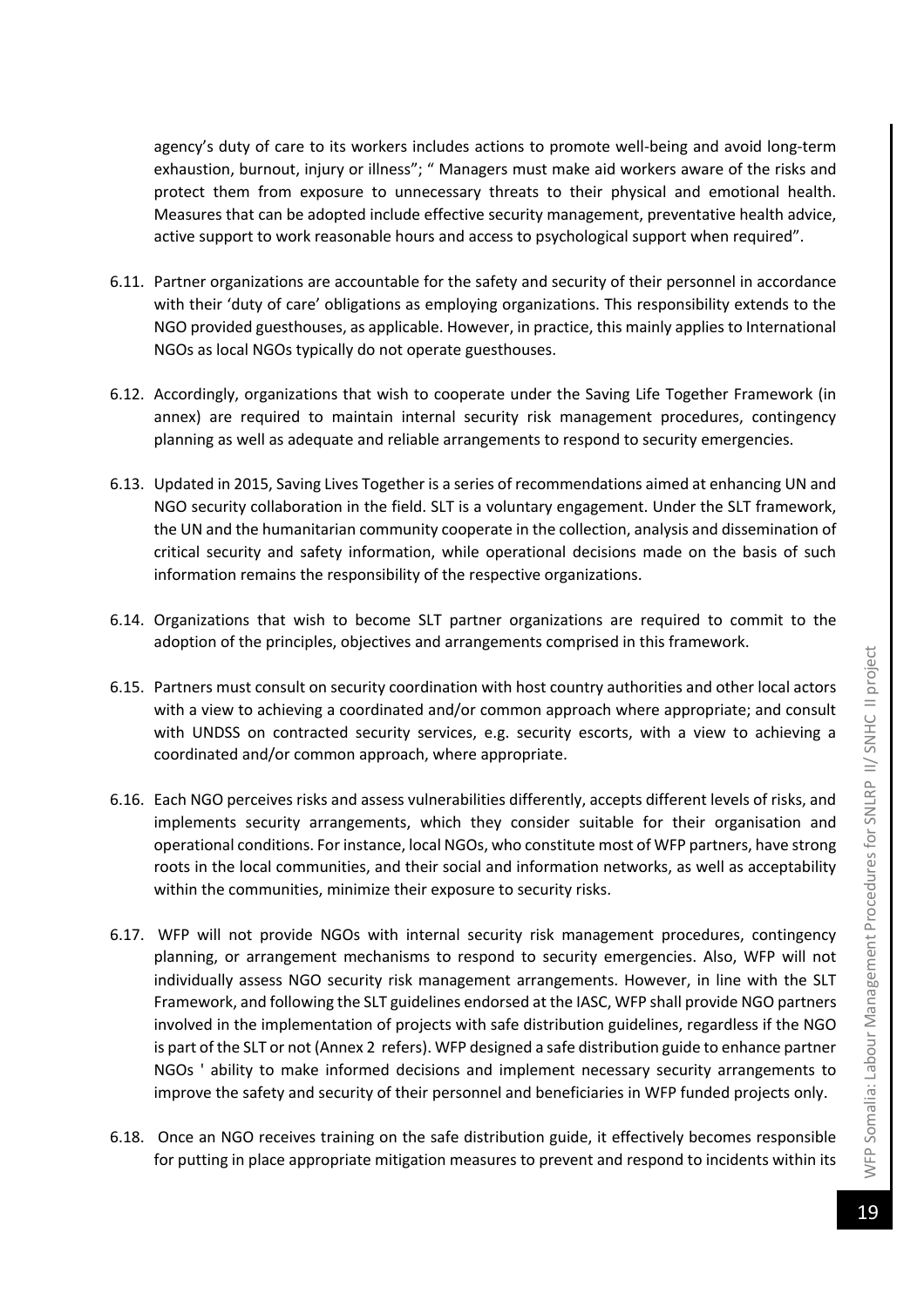agency's duty of care to its workers includes actions to promote well-being and avoid long-term exhaustion, burnout, injury or illness"; " Managers must make aid workers aware of the risks and protect them from exposure to unnecessary threats to their physical and emotional health. Measures that can be adopted include effective security management, preventative health advice, active support to work reasonable hours and access to psychological support when required".

6.11. Partner organizations are accountable for the safety and security of their personnel in accordance with their 'duty of care' obligations as employing organizations. This responsibility extends to the NGO provided guesthouses, as applicable. However, in practice, this mainly applies to International NGOs as local NGOs typically do not operate guesthouses.

6.12. Accordingly, organizations that wish to cooperate under the Saving Life Together Framework (in annex) are required to maintain internal security risk management procedures, contingency planning as well as adequate and reliable arrangements to respond to security emergencies.

6.13. Updated in 2015, Saving Lives Together is a series of recommendations aimed at enhancing UN and NGO security collaboration in the field. SLT is a voluntary engagement. Under the SLT framework, the UN and the humanitarian community cooperate in the collection, analysis and dissemination of critical security and safety information, while operational decisions made on the basis of such information remains the responsibility of the respective organizations.

6.14. Organizations that wish to become SLT partner organizations are required to commit to the adoption of the principles, objectives and arrangements comprised in this framework.

6.15. Partners must consult on security coordination with host country authorities and other local actors with a view to achieving a coordinated and/or common approach where appropriate; and consult with UNDSS on contracted security services, e.g. security escorts, with a view to achieving a coordinated and/or common approach, where appropriate.

6.16. Each NGO perceives risks and assess vulnerabilities differently, accepts different levels of risks, and implements security arrangements, which they consider suitable for their organisation and operational conditions. For instance, local NGOs, who constitute most of WFP partners, have strong roots in the local communities, and their social and information networks, as well as acceptability within the communities, minimize their exposure to security risks.

6.17. WFP will not provide NGOs with internal security risk management procedures, contingency planning, or arrangement mechanisms to respond to security emergencies. Also, WFP will not individually assess NGO security risk management arrangements. However, in line with the SLT Framework, and following the SLT guidelines endorsed at the IASC, WFP shall provide NGO partners involved in the implementation of projects with safe distribution guidelines, regardless if the NGO is part of the SLT or not (Annex 2 refers). WFP designed a safe distribution guide to enhance partner NGOs ' ability to make informed decisions and implement necessary security arrangements to improve the safety and security of their personnel and beneficiaries in WFP funded projects only.

6.18. Once an NGO receives training on the safe distribution guide, it effectively becomes responsible for putting in place appropriate mitigation measures to prevent and respond to incidents within its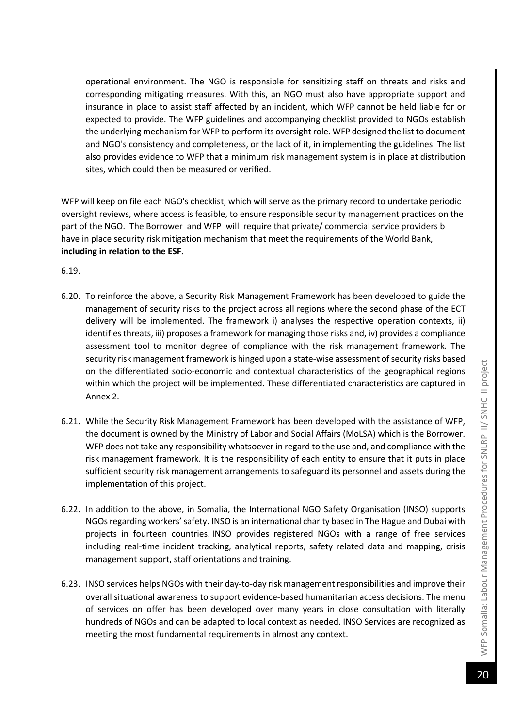operational environment. The NGO is responsible for sensitizing staff on threats and risks and corresponding mitigating measures. With this, an NGO must also have appropriate support and insurance in place to assist staff affected by an incident, which WFP cannot be held liable for or expected to provide. The WFP guidelines and accompanying checklist provided to NGOs establish the underlying mechanism for WFP to perform its oversight role. WFP designed the list to document and NGO's consistency and completeness, or the lack of it, in implementing the guidelines. The list also provides evidence to WFP that a minimum risk management system is in place at distribution sites, which could then be measured or verified.

WFP will keep on file each NGO's checklist, which will serve as the primary record to undertake periodic oversight reviews, where access is feasible, to ensure responsible security management practices on the part of the NGO. The Borrower and WFP will require that private/ commercial service providers b have in place security risk mitigation mechanism that meet the requirements of the World Bank, **including in relation to the ESF.**

6.19.

6.20. To reinforce the above, a Security Risk Management Framework has been developed to guide the management of security risks to the project across all regions where the second phase of the ECT delivery will be implemented. The framework i) analyses the respective operation contexts, ii) identifies threats, iii) proposes a framework for managing those risks and, iv) provides a compliance assessment tool to monitor degree of compliance with the risk management framework. The security risk management framework is hinged upon a state-wise assessment of security risks based on the differentiated socio-economic and contextual characteristics of the geographical regions within which the project will be implemented. These differentiated characteristics are captured in Annex 2.

6.21. While the Security Risk Management Framework has been developed with the assistance of WFP, the document is owned by the Ministry of Labor and Social Affairs (MoLSA) which is the Borrower. WFP does not take any responsibility whatsoever in regard to the use and, and compliance with the risk management framework. It is the responsibility of each entity to ensure that it puts in place sufficient security risk management arrangements to safeguard its personnel and assets during the implementation of this project.

6.22. In addition to the above, in Somalia, the International NGO Safety Organisation (INSO) supports NGOs regarding workers' safety. INSO is an international charity based in The Hague and Dubai with projects in fourteen countries. INSO provides registered NGOs with a range of free services including real-time incident tracking, analytical reports, safety related data and mapping, crisis management support, staff orientations and training.

6.23. INSO services helps NGOs with their day-to-day risk management responsibilities and improve their overall situational awareness to support evidence-based humanitarian access decisions. The menu of services on offer has been developed over many years in close consultation with literally hundreds of NGOs and can be adapted to local context as needed. INSO Services are recognized as meeting the most fundamental requirements in almost any context.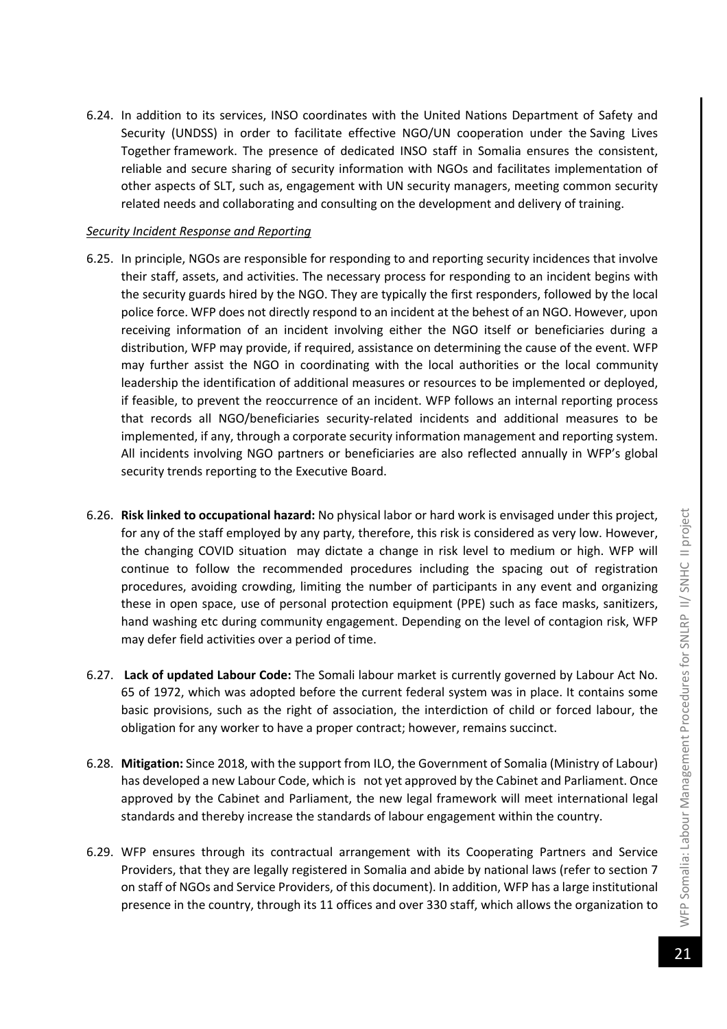6.24. In addition to its services, INSO coordinates with the United Nations Department of Safety and Security (UNDSS) in order to facilitate effective NGO/UN cooperation under the Saving Lives Together framework. The presence of dedicated INSO staff in Somalia ensures the consistent, reliable and secure sharing of security information with NGOs and facilitates implementation of other aspects of SLT, such as, engagement with UN security managers, meeting common security related needs and collaborating and consulting on the development and delivery of training.

*Security Incident Response and Reporting*

6.25. In principle, NGOs are responsible for responding to and reporting security incidences that involve their staff, assets, and activities. The necessary process for responding to an incident begins with the security guards hired by the NGO. They are typically the first responders, followed by the local police force. WFP does not directly respond to an incident at the behest of an NGO. However, upon receiving information of an incident involving either the NGO itself or beneficiaries during a distribution, WFP may provide, if required, assistance on determining the cause of the event. WFP may further assist the NGO in coordinating with the local authorities or the local community leadership the identification of additional measures or resources to be implemented or deployed, if feasible, to prevent the reoccurrence of an incident. WFP follows an internal reporting process that records all NGO/beneficiaries security-related incidents and additional measures to be implemented, if any, through a corporate security information management and reporting system. All incidents involving NGO partners or beneficiaries are also reflected annually in WFP's global security trends reporting to the Executive Board.

6.26. **Risk linked to occupational hazard:** No physical labor or hard work is envisaged under this project, for any of the staff employed by any party, therefore, this risk is considered as very low. However, the changing COVID situation may dictate a change in risk level to medium or high. WFP will continue to follow the recommended procedures including the spacing out of registration procedures, avoiding crowding, limiting the number of participants in any event and organizing these in open space, use of personal protection equipment (PPE) such as face masks, sanitizers, hand washing etc during community engagement. Depending on the level of contagion risk, WFP may defer field activities over a period of time.

6.27. **Lack of updated Labour Code:** The Somali labour market is currently governed by Labour Act No. 65 of 1972, which was adopted before the current federal system was in place. It contains some basic provisions, such as the right of association, the interdiction of child or forced labour, the obligation for any worker to have a proper contract; however, remains succinct.

6.28. **Mitigation:** Since 2018, with the support from ILO, the Government of Somalia (Ministry of Labour) has developed a new Labour Code, which is not yet approved by the Cabinet and Parliament. Once approved by the Cabinet and Parliament, the new legal framework will meet international legal standards and thereby increase the standards of labour engagement within the country.

6.29. WFP ensures through its contractual arrangement with its Cooperating Partners and Service Providers, that they are legally registered in Somalia and abide by national laws (refer to section 7 on staff of NGOs and Service Providers, of this document). In addition, WFP has a large institutional presence in the country, through its 11 offices and over 330 staff, which allows the organization to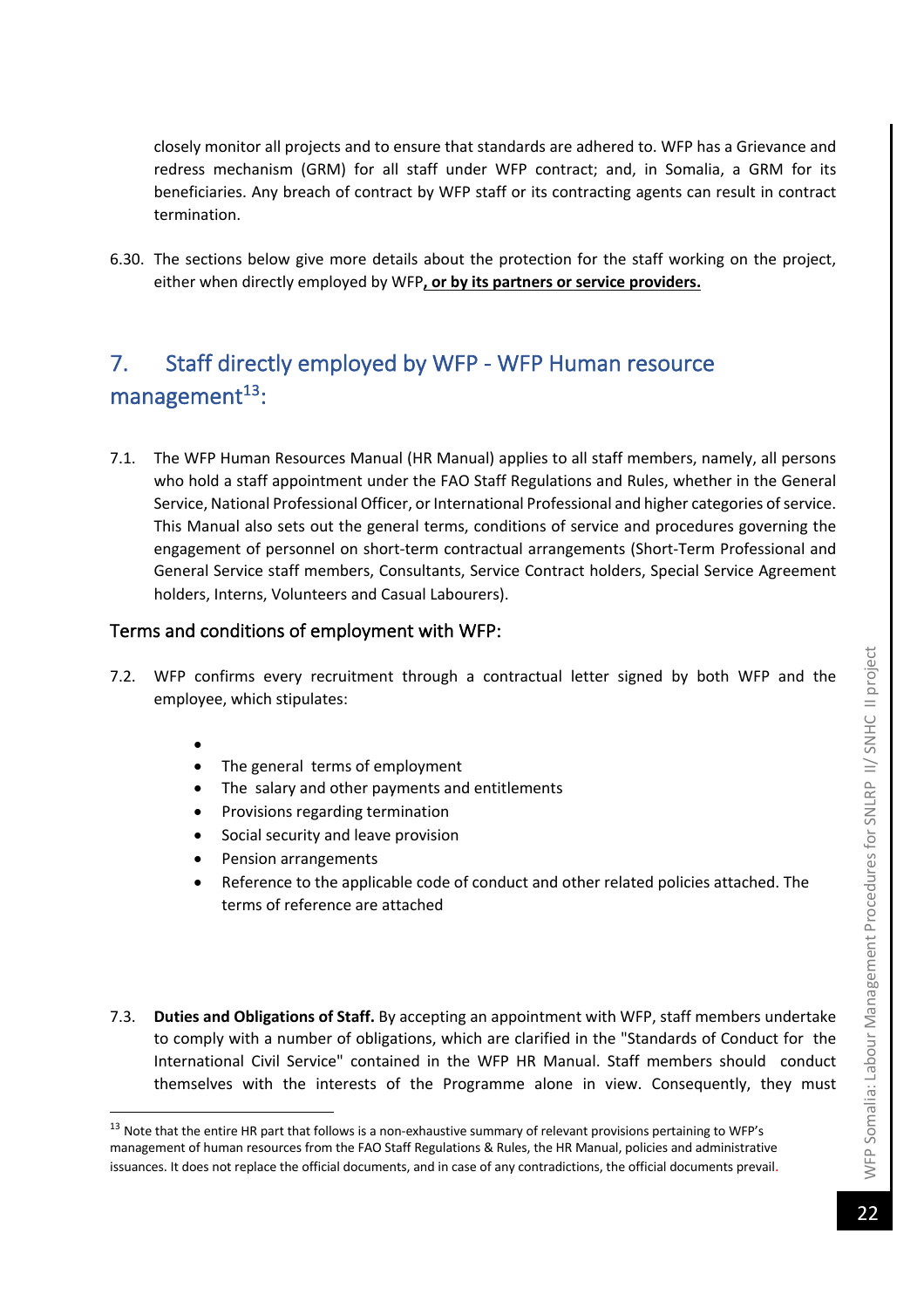closely monitor all projects and to ensure that standards are adhered to. WFP has a Grievance and redress mechanism (GRM) for all staff under WFP contract; and, in Somalia, a GRM for its beneficiaries. Any breach of contract by WFP staff or its contracting agents can result in contract termination.

6.30. The sections below give more details about the protection for the staff working on the project, either when directly employed by WFP**, or by its partners or service providers.**

## 7. Staff directly employed by WFP - WFP Human resource management[13]:

7.1. The WFP Human Resources Manual (HR Manual) applies to all staff members, namely, all persons who hold a staff appointment under the FAO Staff Regulations and Rules, whether in the General Service, National Professional Officer, or International Professional and higher categories of service. This Manual also sets out the general terms, conditions of service and procedures governing the engagement of personnel on short-term contractual arrangements (Short-Term Professional and General Service staff members, Consultants, Service Contract holders, Special Service Agreement holders, Interns, Volunteers and Casual Labourers).

### Terms and conditions of employment with WFP:

7.2. WFP confirms every recruitment through a contractual letter signed by both WFP and the employee, which stipulates:

- 
- The general terms of employment
- The salary and other payments and entitlements
- Provisions regarding termination
- Social security and leave provision
- Pension arrangements
- Reference to the applicable code of conduct and other related policies attached. The terms of reference are attached

7.3. **Duties and Obligations of Staff.** By accepting an appointment with WFP, staff members undertake to comply with a number of obligations, which are clarified in the "Standards of Conduct for the International Civil Service" contained in the WFP HR Manual. Staff members should conduct themselves with the interests of the Programme alone in view. Consequently, they must

---

[13] Note that the entire HR part that follows is a non-exhaustive summary of relevant provisions pertaining to WFP's management of human resources from the FAO Staff Regulations & Rules, the HR Manual, policies and administrative issuances. It does not replace the official documents, and in case of any contradictions, the official documents prevail.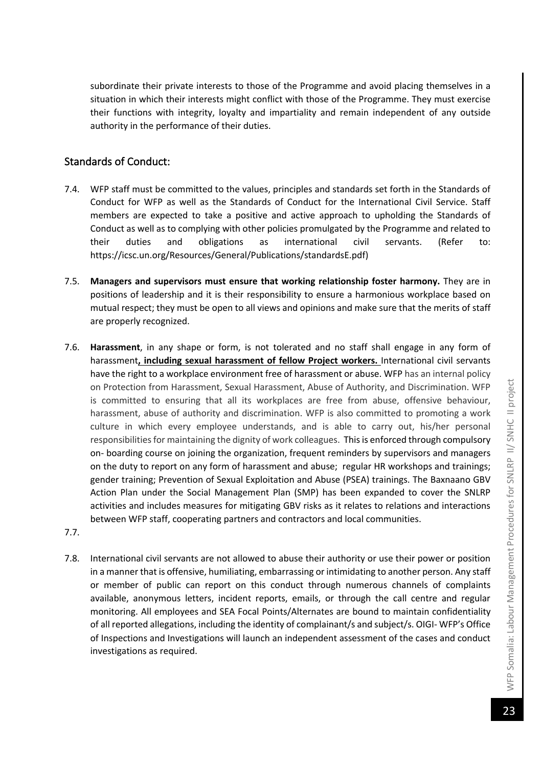subordinate their private interests to those of the Programme and avoid placing themselves in a situation in which their interests might conflict with those of the Programme. They must exercise their functions with integrity, loyalty and impartiality and remain independent of any outside authority in the performance of their duties.

## Standards of Conduct:

7.4. WFP staff must be committed to the values, principles and standards set forth in the Standards of Conduct for WFP as well as the Standards of Conduct for the International Civil Service. Staff members are expected to take a positive and active approach to upholding the Standards of Conduct as well as to complying with other policies promulgated by the Programme and related to their duties and obligations as international civil servants. (Refer to: https://icsc.un.org/Resources/General/Publications/standardsE.pdf)

7.5. **Managers and supervisors must ensure that working relationship foster harmony.** They are in positions of leadership and it is their responsibility to ensure a harmonious workplace based on mutual respect; they must be open to all views and opinions and make sure that the merits of staff are properly recognized.

7.6. **Harassment**, in any shape or form, is not tolerated and no staff shall engage in any form of harassment**, including sexual harassment of fellow Project workers.** International civil servants have the right to a workplace environment free of harassment or abuse. WFP has an internal policy on Protection from Harassment, Sexual Harassment, Abuse of Authority, and Discrimination. WFP is committed to ensuring that all its workplaces are free from abuse, offensive behaviour, harassment, abuse of authority and discrimination. WFP is also committed to promoting a work culture in which every employee understands, and is able to carry out, his/her personal responsibilities for maintaining the dignity of work colleagues. This is enforced through compulsory on- boarding course on joining the organization, frequent reminders by supervisors and managers on the duty to report on any form of harassment and abuse; regular HR workshops and trainings; gender training; Prevention of Sexual Exploitation and Abuse (PSEA) trainings. The Baxnaano GBV Action Plan under the Social Management Plan (SMP) has been expanded to cover the SNLRP activities and includes measures for mitigating GBV risks as it relates to relations and interactions between WFP staff, cooperating partners and contractors and local communities.

7.7.

7.8. International civil servants are not allowed to abuse their authority or use their power or position in a manner that is offensive, humiliating, embarrassing or intimidating to another person. Any staff or member of public can report on this conduct through numerous channels of complaints available, anonymous letters, incident reports, emails, or through the call centre and regular monitoring. All employees and SEA Focal Points/Alternates are bound to maintain confidentiality of all reported allegations, including the identity of complainant/s and subject/s. OIGI- WFP's Office of Inspections and Investigations will launch an independent assessment of the cases and conduct investigations as required.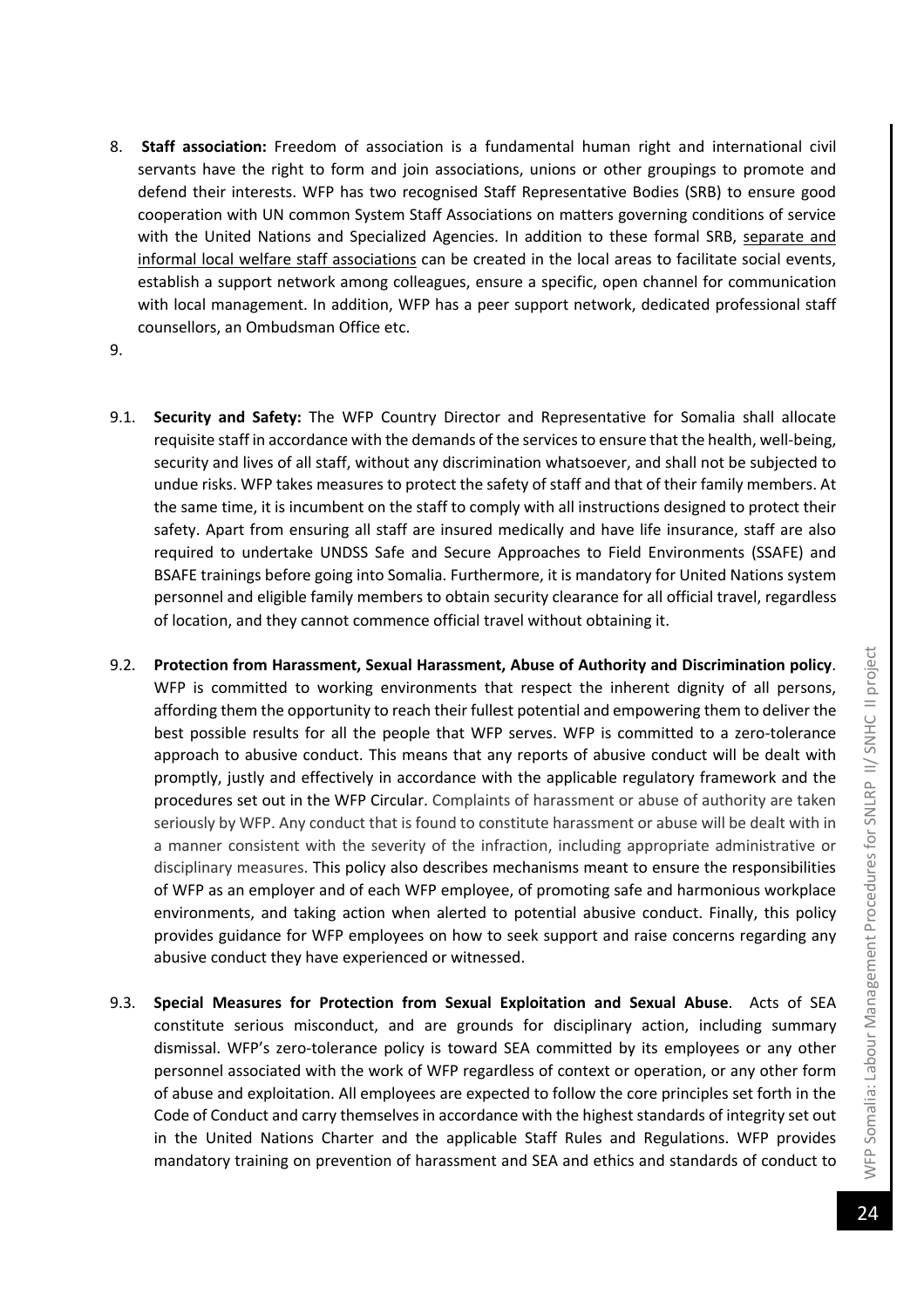8. **Staff association:** Freedom of association is a fundamental human right and international civil servants have the right to form and join associations, unions or other groupings to promote and defend their interests. WFP has two recognised Staff Representative Bodies (SRB) to ensure good cooperation with UN common System Staff Associations on matters governing conditions of service with the United Nations and Specialized Agencies. In addition to these formal SRB, separate and informal local welfare staff associations can be created in the local areas to facilitate social events, establish a support network among colleagues, ensure a specific, open channel for communication with local management. In addition, WFP has a peer support network, dedicated professional staff counsellors, an Ombudsman Office etc.

9.

9.1. **Security and Safety:** The WFP Country Director and Representative for Somalia shall allocate requisite staff in accordance with the demands of the services to ensure that the health, well-being, security and lives of all staff, without any discrimination whatsoever, and shall not be subjected to undue risks. WFP takes measures to protect the safety of staff and that of their family members. At the same time, it is incumbent on the staff to comply with all instructions designed to protect their safety. Apart from ensuring all staff are insured medically and have life insurance, staff are also required to undertake UNDSS Safe and Secure Approaches to Field Environments (SSAFE) and BSAFE trainings before going into Somalia. Furthermore, it is mandatory for United Nations system personnel and eligible family members to obtain security clearance for all official travel, regardless of location, and they cannot commence official travel without obtaining it.

9.2. **Protection from Harassment, Sexual Harassment, Abuse of Authority and Discrimination policy**. WFP is committed to working environments that respect the inherent dignity of all persons, affording them the opportunity to reach their fullest potential and empowering them to deliver the best possible results for all the people that WFP serves. WFP is committed to a zero-tolerance approach to abusive conduct. This means that any reports of abusive conduct will be dealt with promptly, justly and effectively in accordance with the applicable regulatory framework and the procedures set out in the WFP Circular. Complaints of harassment or abuse of authority are taken seriously by WFP. Any conduct that is found to constitute harassment or abuse will be dealt with in a manner consistent with the severity of the infraction, including appropriate administrative or disciplinary measures. This policy also describes mechanisms meant to ensure the responsibilities of WFP as an employer and of each WFP employee, of promoting safe and harmonious workplace environments, and taking action when alerted to potential abusive conduct. Finally, this policy provides guidance for WFP employees on how to seek support and raise concerns regarding any abusive conduct they have experienced or witnessed.

9.3. **Special Measures for Protection from Sexual Exploitation and Sexual Abuse**. Acts of SEA constitute serious misconduct, and are grounds for disciplinary action, including summary dismissal. WFP's zero-tolerance policy is toward SEA committed by its employees or any other personnel associated with the work of WFP regardless of context or operation, or any other form of abuse and exploitation. All employees are expected to follow the core principles set forth in the Code of Conduct and carry themselves in accordance with the highest standards of integrity set out in the United Nations Charter and the applicable Staff Rules and Regulations. WFP provides mandatory training on prevention of harassment and SEA and ethics and standards of conduct to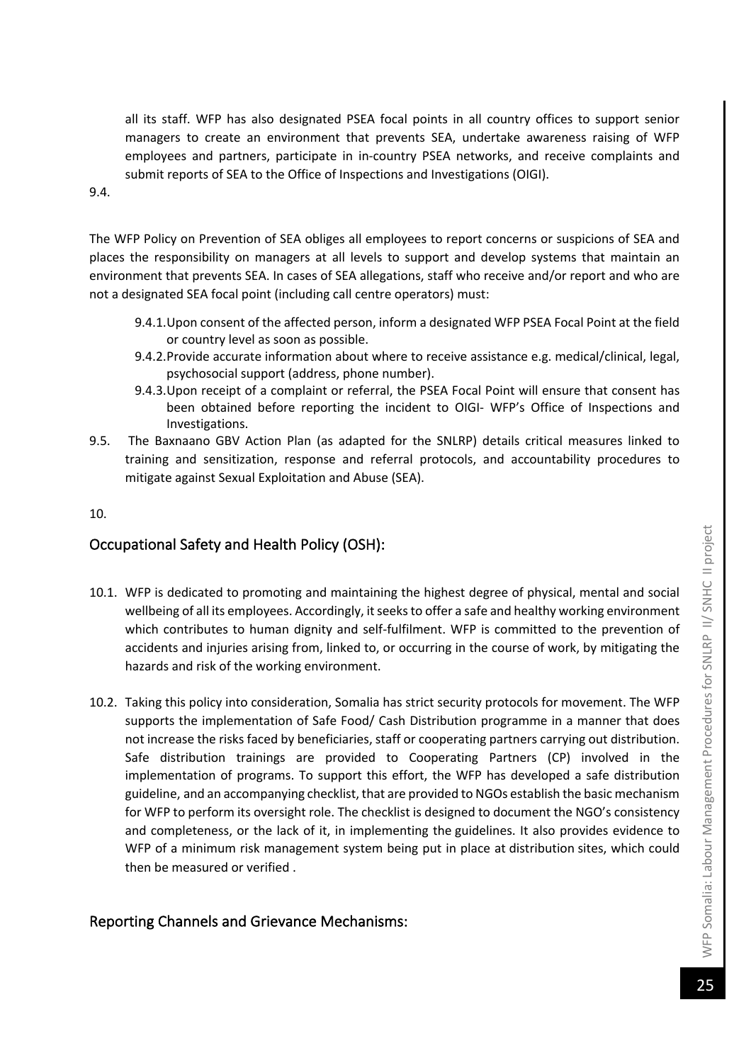all its staff. WFP has also designated PSEA focal points in all country offices to support senior managers to create an environment that prevents SEA, undertake awareness raising of WFP employees and partners, participate in in-country PSEA networks, and receive complaints and submit reports of SEA to the Office of Inspections and Investigations (OIGI).

9.4.

The WFP Policy on Prevention of SEA obliges all employees to report concerns or suspicions of SEA and places the responsibility on managers at all levels to support and develop systems that maintain an environment that prevents SEA. In cases of SEA allegations, staff who receive and/or report and who are not a designated SEA focal point (including call centre operators) must:

- 9.4.1. Upon consent of the affected person, inform a designated WFP PSEA Focal Point at the field or country level as soon as possible.
- 9.4.2. Provide accurate information about where to receive assistance e.g. medical/clinical, legal, psychosocial support (address, phone number).
- 9.4.3. Upon receipt of a complaint or referral, the PSEA Focal Point will ensure that consent has been obtained before reporting the incident to OIGI- WFP's Office of Inspections and Investigations.

9.5. The Baxnaano GBV Action Plan (as adapted for the SNLRP) details critical measures linked to training and sensitization, response and referral protocols, and accountability procedures to mitigate against Sexual Exploitation and Abuse (SEA).

10.

## Occupational Safety and Health Policy (OSH):

10.1. WFP is dedicated to promoting and maintaining the highest degree of physical, mental and social wellbeing of all its employees. Accordingly, it seeks to offer a safe and healthy working environment which contributes to human dignity and self-fulfilment. WFP is committed to the prevention of accidents and injuries arising from, linked to, or occurring in the course of work, by mitigating the hazards and risk of the working environment.

10.2. Taking this policy into consideration, Somalia has strict security protocols for movement. The WFP supports the implementation of Safe Food/ Cash Distribution programme in a manner that does not increase the risks faced by beneficiaries, staff or cooperating partners carrying out distribution. Safe distribution trainings are provided to Cooperating Partners (CP) involved in the implementation of programs. To support this effort, the WFP has developed a safe distribution guideline, and an accompanying checklist, that are provided to NGOs establish the basic mechanism for WFP to perform its oversight role. The checklist is designed to document the NGO's consistency and completeness, or the lack of it, in implementing the guidelines. It also provides evidence to WFP of a minimum risk management system being put in place at distribution sites, which could then be measured or verified .

## Reporting Channels and Grievance Mechanisms: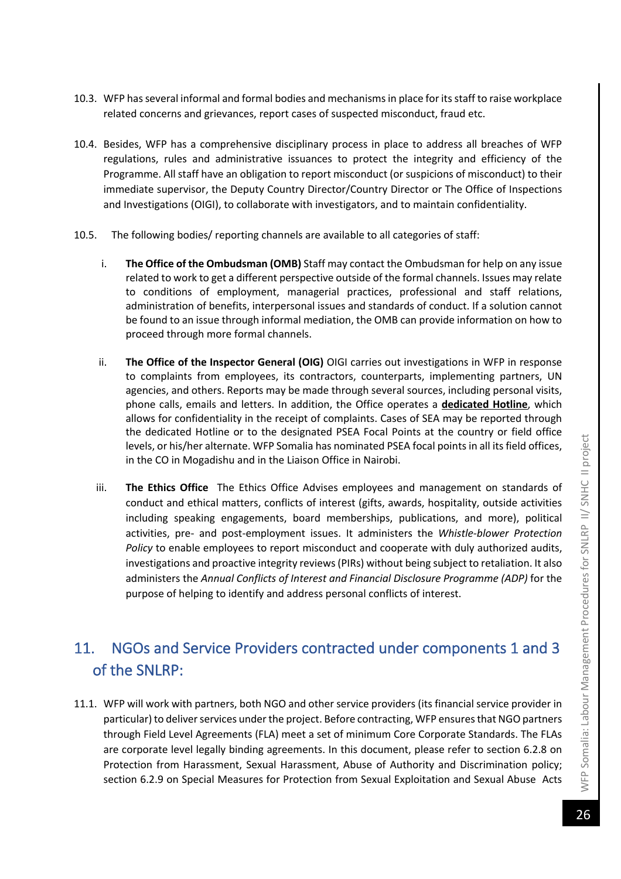10.3. WFP has several informal and formal bodies and mechanisms in place for its staff to raise workplace related concerns and grievances, report cases of suspected misconduct, fraud etc.

10.4. Besides, WFP has a comprehensive disciplinary process in place to address all breaches of WFP regulations, rules and administrative issuances to protect the integrity and efficiency of the Programme. All staff have an obligation to report misconduct (or suspicions of misconduct) to their immediate supervisor, the Deputy Country Director/Country Director or The Office of Inspections and Investigations (OIGI), to collaborate with investigators, and to maintain confidentiality.

10.5. The following bodies/ reporting channels are available to all categories of staff:

i. **The Office of the Ombudsman (OMB)** Staff may contact the Ombudsman for help on any issue related to work to get a different perspective outside of the formal channels. Issues may relate to conditions of employment, managerial practices, professional and staff relations, administration of benefits, interpersonal issues and standards of conduct. If a solution cannot be found to an issue through informal mediation, the OMB can provide information on how to proceed through more formal channels.

ii. **The Office of the Inspector General (OIG)** OIGI carries out investigations in WFP in response to complaints from employees, its contractors, counterparts, implementing partners, UN agencies, and others. Reports may be made through several sources, including personal visits, phone calls, emails and letters. In addition, the Office operates a **dedicated Hotline**, which allows for confidentiality in the receipt of complaints. Cases of SEA may be reported through the dedicated Hotline or to the designated PSEA Focal Points at the country or field office levels, or his/her alternate. WFP Somalia has nominated PSEA focal points in all its field offices, in the CO in Mogadishu and in the Liaison Office in Nairobi.

iii. **The Ethics Office** The Ethics Office Advises employees and management on standards of conduct and ethical matters, conflicts of interest (gifts, awards, hospitality, outside activities including speaking engagements, board memberships, publications, and more), political activities, pre- and post-employment issues. It administers the *Whistle-blower Protection Policy* to enable employees to report misconduct and cooperate with duly authorized audits, investigations and proactive integrity reviews (PIRs) without being subject to retaliation. It also administers the *Annual Conflicts of Interest and Financial Disclosure Programme (ADP)* for the purpose of helping to identify and address personal conflicts of interest.

## 11. NGOs and Service Providers contracted under components 1 and 3 of the SNLRP:

11.1. WFP will work with partners, both NGO and other service providers (its financial service provider in particular) to deliver services under the project. Before contracting, WFP ensures that NGO partners through Field Level Agreements (FLA) meet a set of minimum Core Corporate Standards. The FLAs are corporate level legally binding agreements. In this document, please refer to section 6.2.8 on Protection from Harassment, Sexual Harassment, Abuse of Authority and Discrimination policy; section 6.2.9 on Special Measures for Protection from Sexual Exploitation and Sexual Abuse Acts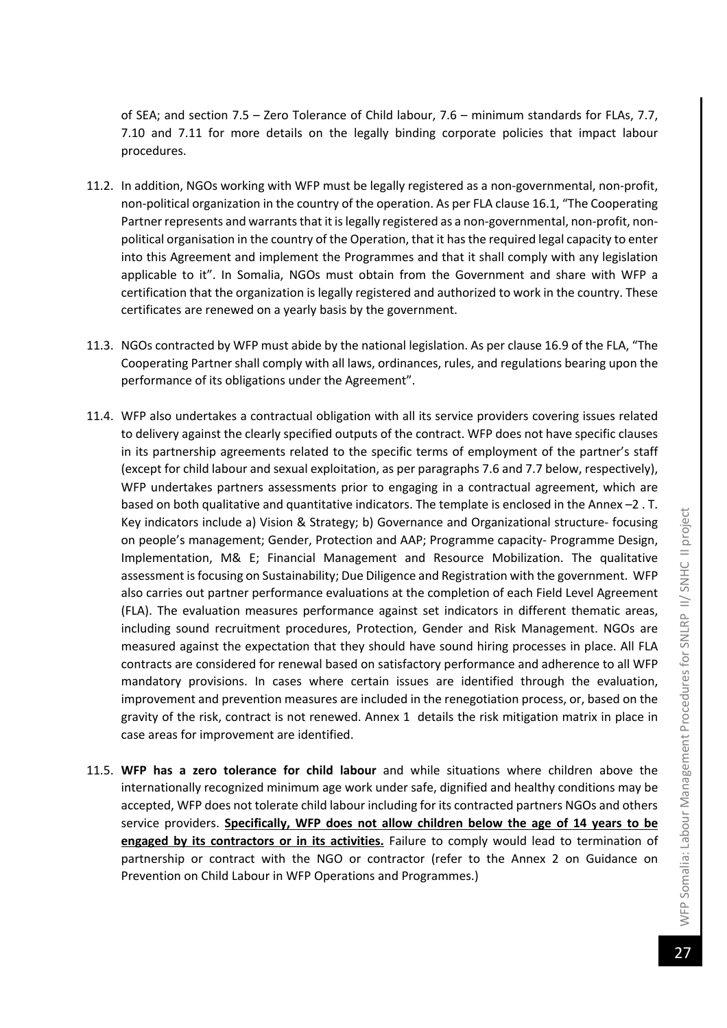of SEA; and section 7.5 – Zero Tolerance of Child labour, 7.6 – minimum standards for FLAs, 7.7, 7.10 and 7.11 for more details on the legally binding corporate policies that impact labour procedures.

11.2. In addition, NGOs working with WFP must be legally registered as a non-governmental, non-profit, non-political organization in the country of the operation. As per FLA clause 16.1, "The Cooperating Partner represents and warrants that it is legally registered as a non-governmental, non-profit, non-political organisation in the country of the Operation, that it has the required legal capacity to enter into this Agreement and implement the Programmes and that it shall comply with any legislation applicable to it". In Somalia, NGOs must obtain from the Government and share with WFP a certification that the organization is legally registered and authorized to work in the country. These certificates are renewed on a yearly basis by the government.

11.3. NGOs contracted by WFP must abide by the national legislation. As per clause 16.9 of the FLA, "The Cooperating Partner shall comply with all laws, ordinances, rules, and regulations bearing upon the performance of its obligations under the Agreement".

11.4. WFP also undertakes a contractual obligation with all its service providers covering issues related to delivery against the clearly specified outputs of the contract. WFP does not have specific clauses in its partnership agreements related to the specific terms of employment of the partner's staff (except for child labour and sexual exploitation, as per paragraphs 7.6 and 7.7 below, respectively), WFP undertakes partners assessments prior to engaging in a contractual agreement, which are based on both qualitative and quantitative indicators. The template is enclosed in the Annex –2 . T. Key indicators include a) Vision & Strategy; b) Governance and Organizational structure- focusing on people's management; Gender, Protection and AAP; Programme capacity- Programme Design, Implementation, M& E; Financial Management and Resource Mobilization. The qualitative assessment is focusing on Sustainability; Due Diligence and Registration with the government. WFP also carries out partner performance evaluations at the completion of each Field Level Agreement (FLA). The evaluation measures performance against set indicators in different thematic areas, including sound recruitment procedures, Protection, Gender and Risk Management. NGOs are measured against the expectation that they should have sound hiring processes in place. All FLA contracts are considered for renewal based on satisfactory performance and adherence to all WFP mandatory provisions. In cases where certain issues are identified through the evaluation, improvement and prevention measures are included in the renegotiation process, or, based on the gravity of the risk, contract is not renewed. Annex 1 details the risk mitigation matrix in place in case areas for improvement are identified.

11.5. **WFP has a zero tolerance for child labour** and while situations where children above the internationally recognized minimum age work under safe, dignified and healthy conditions may be accepted, WFP does not tolerate child labour including for its contracted partners NGOs and others service providers. **<u>Specifically, WFP does not allow children below the age of 14 years to be engaged by its contractors or in its activities.</u>** Failure to comply would lead to termination of partnership or contract with the NGO or contractor (refer to the Annex 2 on Guidance on Prevention on Child Labour in WFP Operations and Programmes.)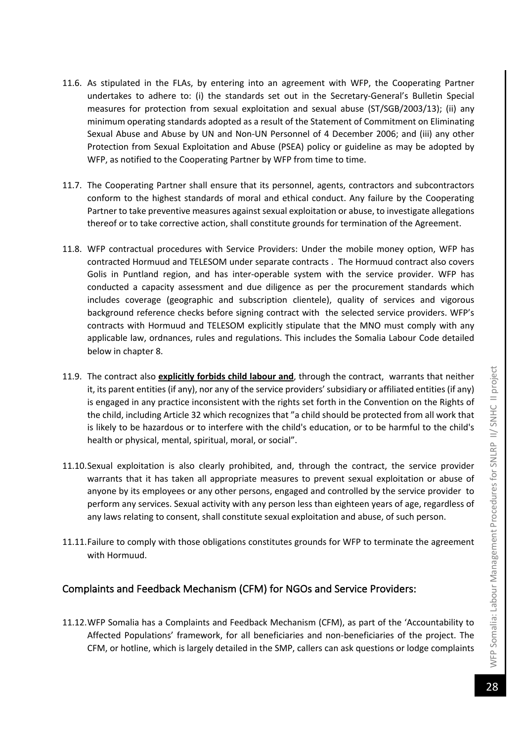11.6. As stipulated in the FLAs, by entering into an agreement with WFP, the Cooperating Partner undertakes to adhere to: (i) the standards set out in the Secretary-General's Bulletin Special measures for protection from sexual exploitation and sexual abuse (ST/SGB/2003/13); (ii) any minimum operating standards adopted as a result of the Statement of Commitment on Eliminating Sexual Abuse and Abuse by UN and Non-UN Personnel of 4 December 2006; and (iii) any other Protection from Sexual Exploitation and Abuse (PSEA) policy or guideline as may be adopted by WFP, as notified to the Cooperating Partner by WFP from time to time.

11.7. The Cooperating Partner shall ensure that its personnel, agents, contractors and subcontractors conform to the highest standards of moral and ethical conduct. Any failure by the Cooperating Partner to take preventive measures against sexual exploitation or abuse, to investigate allegations thereof or to take corrective action, shall constitute grounds for termination of the Agreement.

11.8. WFP contractual procedures with Service Providers: Under the mobile money option, WFP has contracted Hormuud and TELESOM under separate contracts . The Hormuud contract also covers Golis in Puntland region, and has inter-operable system with the service provider. WFP has conducted a capacity assessment and due diligence as per the procurement standards which includes coverage (geographic and subscription clientele), quality of services and vigorous background reference checks before signing contract with the selected service providers. WFP's contracts with Hormuud and TELESOM explicitly stipulate that the MNO must comply with any applicable law, ordnances, rules and regulations. This includes the Somalia Labour Code detailed below in chapter 8.

11.9. The contract also <u>**explicitly forbids child labour and**</u>, through the contract, warrants that neither it, its parent entities (if any), nor any of the service providers' subsidiary or affiliated entities (if any) is engaged in any practice inconsistent with the rights set forth in the Convention on the Rights of the child, including Article 32 which recognizes that "a child should be protected from all work that is likely to be hazardous or to interfere with the child's education, or to be harmful to the child's health or physical, mental, spiritual, moral, or social".

11.10. Sexual exploitation is also clearly prohibited, and, through the contract, the service provider warrants that it has taken all appropriate measures to prevent sexual exploitation or abuse of anyone by its employees or any other persons, engaged and controlled by the service provider to perform any services. Sexual activity with any person less than eighteen years of age, regardless of any laws relating to consent, shall constitute sexual exploitation and abuse, of such person.

11.11. Failure to comply with those obligations constitutes grounds for WFP to terminate the agreement with Hormuud.

## Complaints and Feedback Mechanism (CFM) for NGOs and Service Providers:

11.12. WFP Somalia has a Complaints and Feedback Mechanism (CFM), as part of the 'Accountability to Affected Populations' framework, for all beneficiaries and non-beneficiaries of the project. The CFM, or hotline, which is largely detailed in the SMP, callers can ask questions or lodge complaints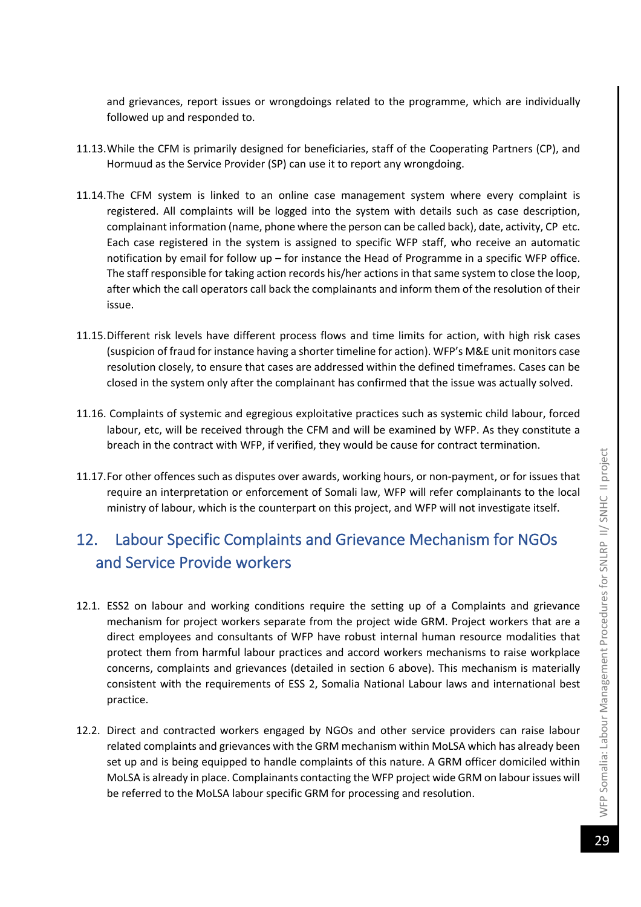and grievances, report issues or wrongdoings related to the programme, which are individually followed up and responded to.

11.13. While the CFM is primarily designed for beneficiaries, staff of the Cooperating Partners (CP), and Hormuud as the Service Provider (SP) can use it to report any wrongdoing.

11.14. The CFM system is linked to an online case management system where every complaint is registered. All complaints will be logged into the system with details such as case description, complainant information (name, phone where the person can be called back), date, activity, CP etc. Each case registered in the system is assigned to specific WFP staff, who receive an automatic notification by email for follow up – for instance the Head of Programme in a specific WFP office. The staff responsible for taking action records his/her actions in that same system to close the loop, after which the call operators call back the complainants and inform them of the resolution of their issue.

11.15. Different risk levels have different process flows and time limits for action, with high risk cases (suspicion of fraud for instance having a shorter timeline for action). WFP's M&E unit monitors case resolution closely, to ensure that cases are addressed within the defined timeframes. Cases can be closed in the system only after the complainant has confirmed that the issue was actually solved.

11.16. Complaints of systemic and egregious exploitative practices such as systemic child labour, forced labour, etc, will be received through the CFM and will be examined by WFP. As they constitute a breach in the contract with WFP, if verified, they would be cause for contract termination.

11.17. For other offences such as disputes over awards, working hours, or non-payment, or for issues that require an interpretation or enforcement of Somali law, WFP will refer complainants to the local ministry of labour, which is the counterpart on this project, and WFP will not investigate itself.

## 12. Labour Specific Complaints and Grievance Mechanism for NGOs and Service Provide workers

12.1. ESS2 on labour and working conditions require the setting up of a Complaints and grievance mechanism for project workers separate from the project wide GRM. Project workers that are a direct employees and consultants of WFP have robust internal human resource modalities that protect them from harmful labour practices and accord workers mechanisms to raise workplace concerns, complaints and grievances (detailed in section 6 above). This mechanism is materially consistent with the requirements of ESS 2, Somalia National Labour laws and international best practice.

12.2. Direct and contracted workers engaged by NGOs and other service providers can raise labour related complaints and grievances with the GRM mechanism within MoLSA which has already been set up and is being equipped to handle complaints of this nature. A GRM officer domiciled within MoLSA is already in place. Complainants contacting the WFP project wide GRM on labour issues will be referred to the MoLSA labour specific GRM for processing and resolution.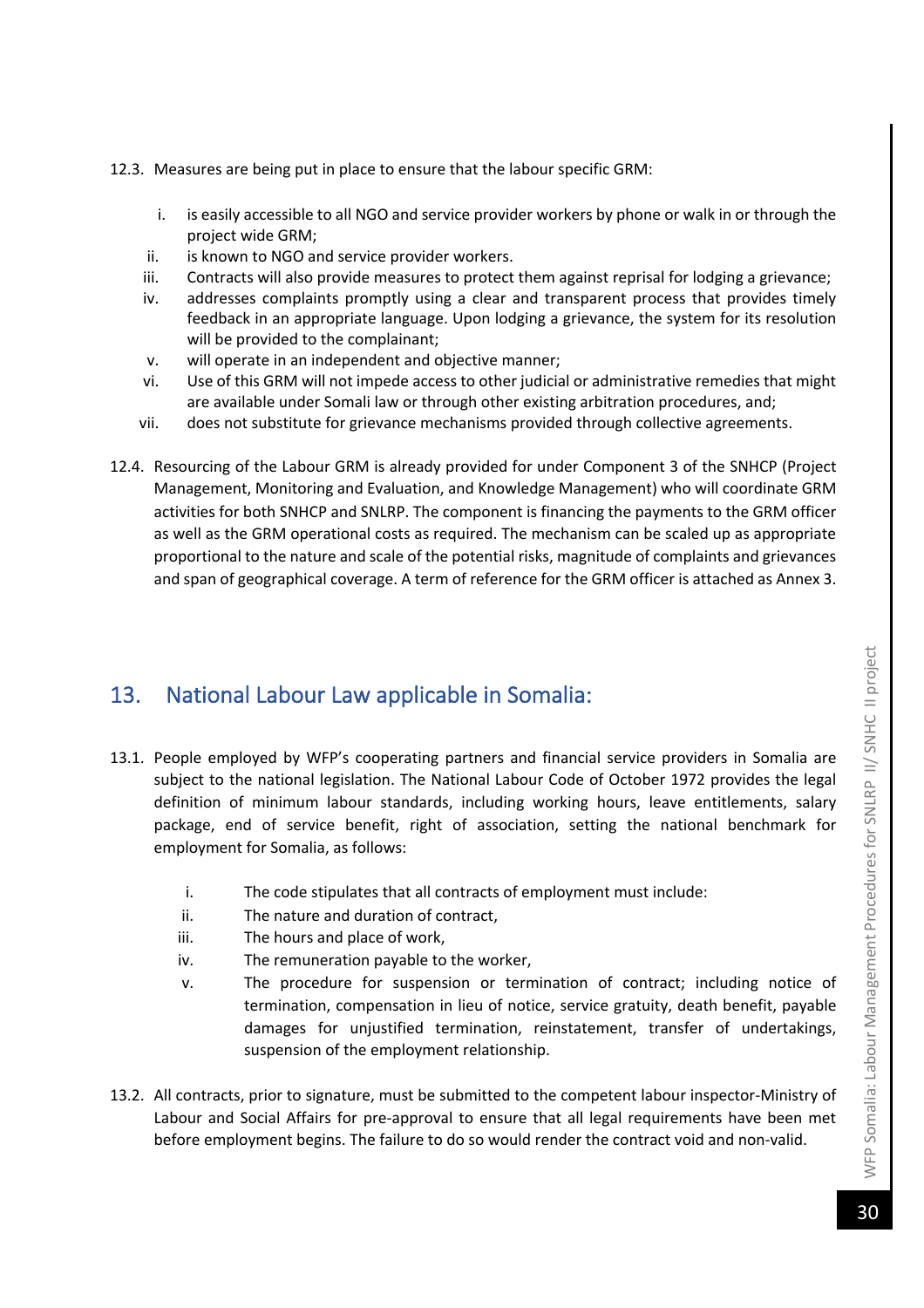12.3. Measures are being put in place to ensure that the labour specific GRM:

i. is easily accessible to all NGO and service provider workers by phone or walk in or through the project wide GRM;
ii. is known to NGO and service provider workers.
iii. Contracts will also provide measures to protect them against reprisal for lodging a grievance;
iv. addresses complaints promptly using a clear and transparent process that provides timely feedback in an appropriate language. Upon lodging a grievance, the system for its resolution will be provided to the complainant;
v. will operate in an independent and objective manner;
vi. Use of this GRM will not impede access to other judicial or administrative remedies that might are available under Somali law or through other existing arbitration procedures, and;
vii. does not substitute for grievance mechanisms provided through collective agreements.

12.4. Resourcing of the Labour GRM is already provided for under Component 3 of the SNHCP (Project Management, Monitoring and Evaluation, and Knowledge Management) who will coordinate GRM activities for both SNHCP and SNLRP. The component is financing the payments to the GRM officer as well as the GRM operational costs as required. The mechanism can be scaled up as appropriate proportional to the nature and scale of the potential risks, magnitude of complaints and grievances and span of geographical coverage. A term of reference for the GRM officer is attached as Annex 3.

## 13. National Labour Law applicable in Somalia:

13.1. People employed by WFP's cooperating partners and financial service providers in Somalia are subject to the national legislation. The National Labour Code of October 1972 provides the legal definition of minimum labour standards, including working hours, leave entitlements, salary package, end of service benefit, right of association, setting the national benchmark for employment for Somalia, as follows:

i. The code stipulates that all contracts of employment must include:
ii. The nature and duration of contract,
iii. The hours and place of work,
iv. The remuneration payable to the worker,
v. The procedure for suspension or termination of contract; including notice of termination, compensation in lieu of notice, service gratuity, death benefit, payable damages for unjustified termination, reinstatement, transfer of undertakings, suspension of the employment relationship.

13.2. All contracts, prior to signature, must be submitted to the competent labour inspector-Ministry of Labour and Social Affairs for pre-approval to ensure that all legal requirements have been met before employment begins. The failure to do so would render the contract void and non-valid.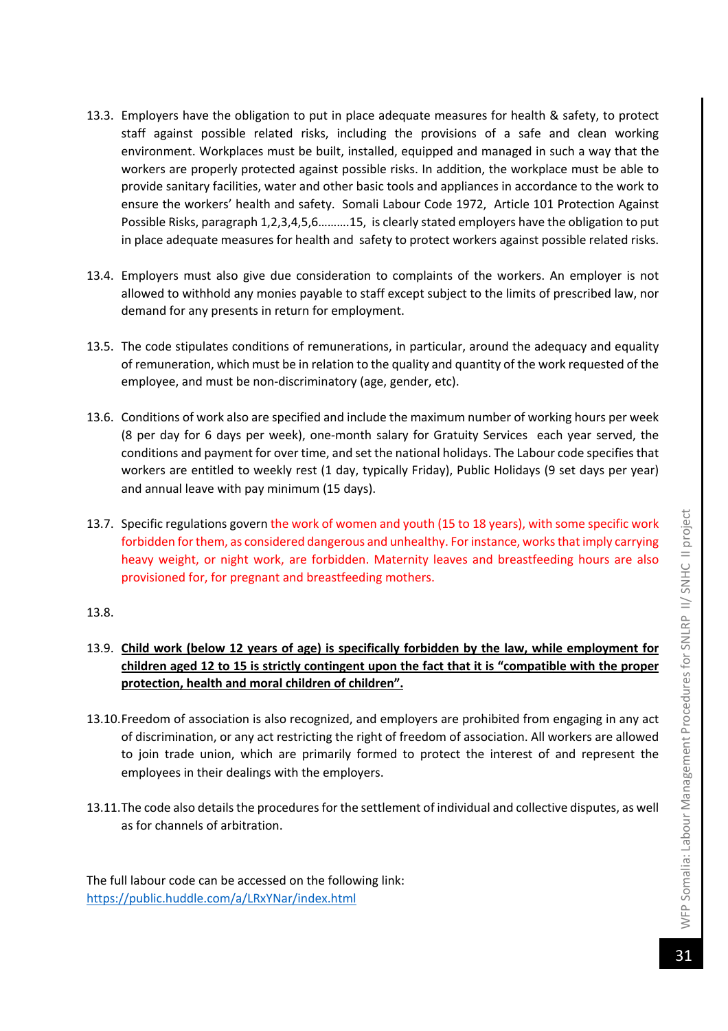13.3. Employers have the obligation to put in place adequate measures for health & safety, to protect staff against possible related risks, including the provisions of a safe and clean working environment. Workplaces must be built, installed, equipped and managed in such a way that the workers are properly protected against possible risks. In addition, the workplace must be able to provide sanitary facilities, water and other basic tools and appliances in accordance to the work to ensure the workers' health and safety. Somali Labour Code 1972, Article 101 Protection Against Possible Risks, paragraph 1,2,3,4,5,6……….15, is clearly stated employers have the obligation to put in place adequate measures for health and safety to protect workers against possible related risks.

13.4. Employers must also give due consideration to complaints of the workers. An employer is not allowed to withhold any monies payable to staff except subject to the limits of prescribed law, nor demand for any presents in return for employment.

13.5. The code stipulates conditions of remunerations, in particular, around the adequacy and equality of remuneration, which must be in relation to the quality and quantity of the work requested of the employee, and must be non-discriminatory (age, gender, etc).

13.6. Conditions of work also are specified and include the maximum number of working hours per week (8 per day for 6 days per week), one-month salary for Gratuity Services each year served, the conditions and payment for over time, and set the national holidays. The Labour code specifies that workers are entitled to weekly rest (1 day, typically Friday), Public Holidays (9 set days per year) and annual leave with pay minimum (15 days).

13.7. Specific regulations govern the work of women and youth (15 to 18 years), with some specific work forbidden for them, as considered dangerous and unhealthy. For instance, works that imply carrying heavy weight, or night work, are forbidden. Maternity leaves and breastfeeding hours are also provisioned for, for pregnant and breastfeeding mothers.

13.8.

13.9. **Child work (below 12 years of age) is specifically forbidden by the law, while employment for children aged 12 to 15 is strictly contingent upon the fact that it is "compatible with the proper protection, health and moral children of children".**

13.10. Freedom of association is also recognized, and employers are prohibited from engaging in any act of discrimination, or any act restricting the right of freedom of association. All workers are allowed to join trade union, which are primarily formed to protect the interest of and represent the employees in their dealings with the employers.

13.11. The code also details the procedures for the settlement of individual and collective disputes, as well as for channels of arbitration.

The full labour code can be accessed on the following link:
https://public.huddle.com/a/LRxYNar/index.html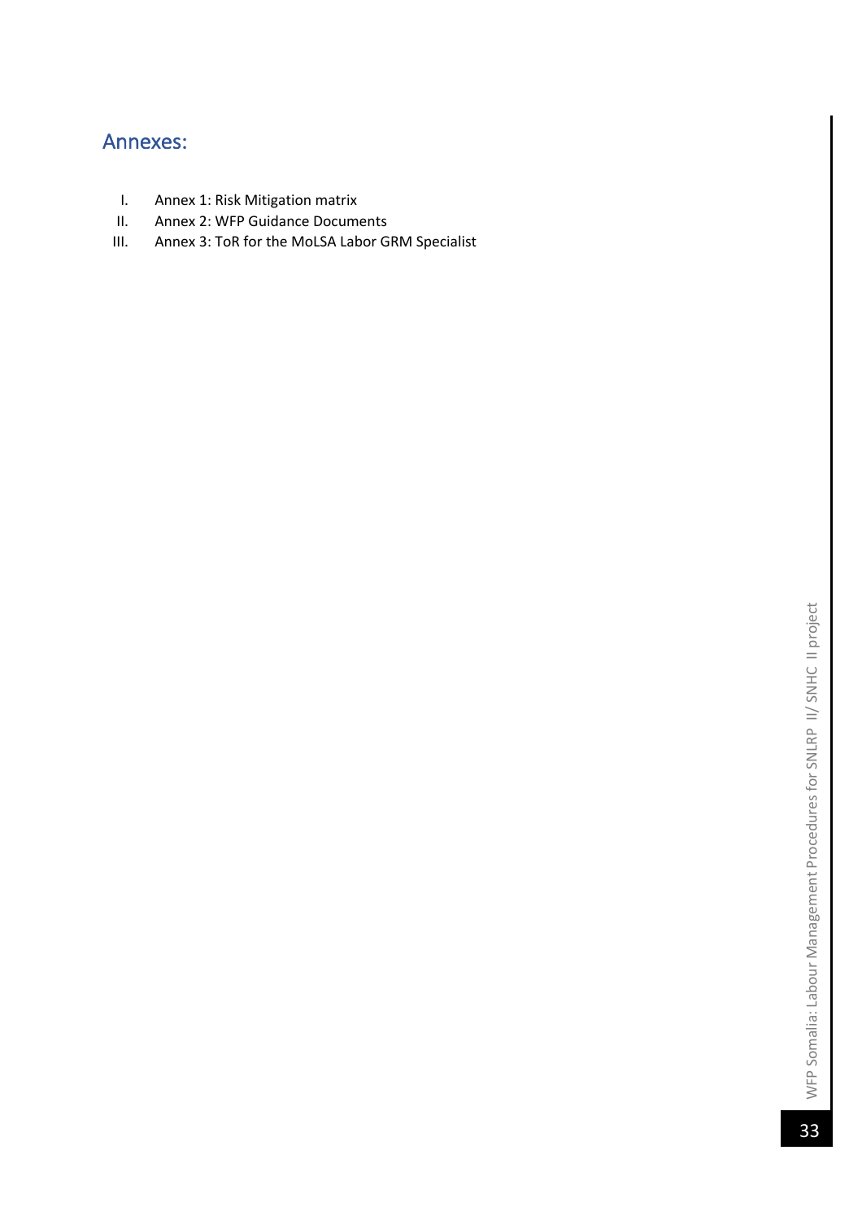## Annexes:

I. Annex 1: Risk Mitigation matrix
II. Annex 2: WFP Guidance Documents
III. Annex 3: ToR for the MoLSA Labor GRM Specialist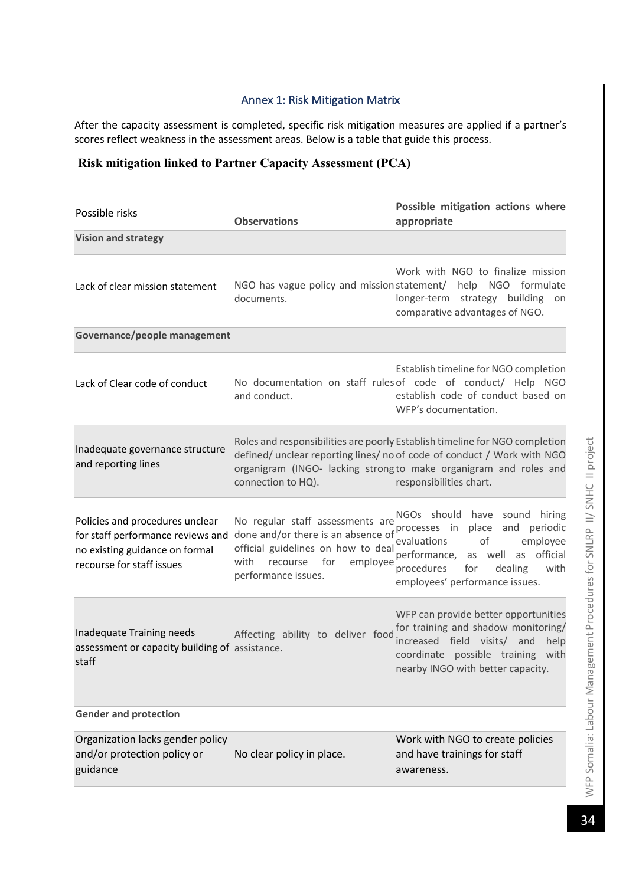## Annex 1: Risk Mitigation Matrix

After the capacity assessment is completed, specific risk mitigation measures are applied if a partner's scores reflect weakness in the assessment areas. Below is a table that guide this process.

### Risk mitigation linked to Partner Capacity Assessment (PCA)

| Possible risks | Observations | Possible mitigation actions where appropriate |
|---|---|---|
| **Vision and strategy** | | |
| Lack of clear mission statement | NGO has vague policy and mission documents. | Work with NGO to finalize mission statement/ help NGO formulate longer-term strategy building on comparative advantages of NGO. |
| **Governance/people management** | | |
| Lack of Clear code of conduct | No documentation on staff rules and conduct. | Establish timeline for NGO completion of code of conduct/ Help NGO establish code of conduct based on WFP's documentation. |
| Inadequate governance structure and reporting lines | Roles and responsibilities are poorly defined/ unclear reporting lines/ no organigram (INGO- lacking strong connection to HQ). | Establish timeline for NGO completion of code of conduct / Work with NGO to make organigram and roles and responsibilities chart. |
| Policies and procedures unclear for staff performance reviews and no existing guidance on formal recourse for staff issues | No regular staff assessments are done and/or there is an absence of official guidelines on how to deal with recourse for employee performance issues. | NGOs should have sound hiring processes in place and periodic evaluations of employee performance, as well as official procedures for dealing with employees' performance issues. |
| Inadequate Training needs assessment or capacity building of staff | Affecting ability to deliver food assistance. | WFP can provide better opportunities for training and shadow monitoring/ increased field visits/ and help coordinate possible training with nearby INGO with better capacity. |
| **Gender and protection** | | |
| Organization lacks gender policy and/or protection policy or guidance | No clear policy in place. | Work with NGO to create policies and have trainings for staff awareness. |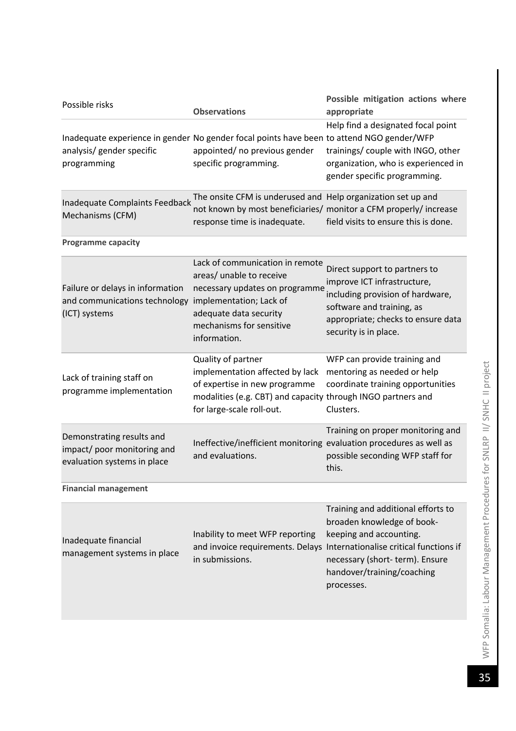| Possible risks | Observations | Possible mitigation actions where appropriate |
|---|---|---|
| Inadequate experience in gender analysis/ gender specific programming | No gender focal points have been appointed/ no previous gender specific programming. | Help find a designated focal point to attend NGO gender/WFP trainings/ couple with INGO, other organization, who is experienced in gender specific programming. |
| Inadequate Complaints Feedback Mechanisms (CFM) | The onsite CFM is underused and not known by most beneficiaries/ response time is inadequate. | Help organization set up and monitor a CFM properly/ increase field visits to ensure this is done. |
| **Programme capacity** | | |
| Failure or delays in information and communications technology (ICT) systems | Lack of communication in remote areas/ unable to receive necessary updates on programme implementation; Lack of adequate data security mechanisms for sensitive information. | Direct support to partners to improve ICT infrastructure, including provision of hardware, software and training, as appropriate; checks to ensure data security is in place. |
| Lack of training staff on programme implementation | Quality of partner implementation affected by lack of expertise in new programme modalities (e.g. CBT) and capacity for large-scale roll-out. | WFP can provide training and mentoring as needed or help coordinate training opportunities through INGO partners and Clusters. |
| Demonstrating results and impact/ poor monitoring and evaluation systems in place | Ineffective/inefficient monitoring and evaluations. | Training on proper monitoring and evaluation procedures as well as possible seconding WFP staff for this. |
| **Financial management** | | |
| Inadequate financial management systems in place | Inability to meet WFP reporting and invoice requirements. Delays in submissions. | Training and additional efforts to broaden knowledge of book-keeping and accounting. Internationalise critical functions if necessary (short- term). Ensure handover/training/coaching processes. |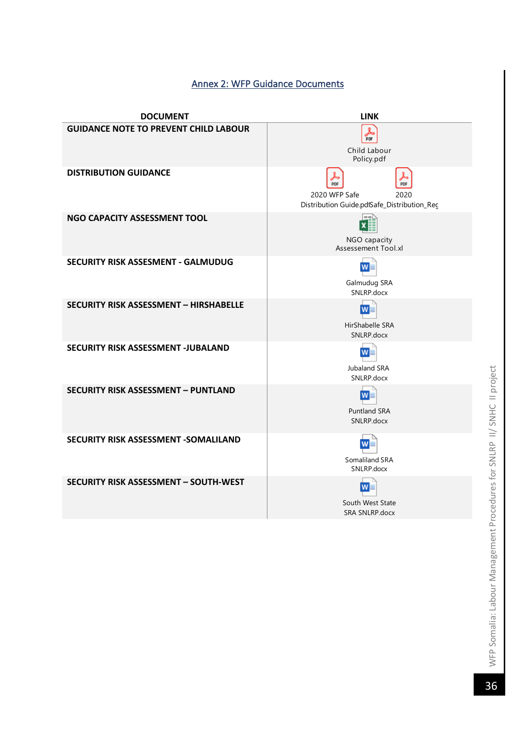## Annex 2: WFP Guidance Documents

| DOCUMENT | LINK |
|---|---|
| GUIDANCE NOTE TO PREVENT CHILD LABOUR | Child Labour Policy.pdf |
| DISTRIBUTION GUIDANCE | 2020 WFP Safe Distribution Guide.pdf 2020 Safe_Distribution_Rec |
| NGO CAPACITY ASSESSMENT TOOL | NGO capacity Assessement Tool.xl |
| SECURITY RISK ASSESMENT - GALMUDUG | Galmudug SRA SNLRP.docx |
| SECURITY RISK ASSESSMENT – HIRSHABELLE | HirShabelle SRA SNLRP.docx |
| SECURITY RISK ASSESSMENT -JUBALAND | Jubaland SRA SNLRP.docx |
| SECURITY RISK ASSESSMENT – PUNTLAND | Puntland SRA SNLRP.docx |
| SECURITY RISK ASSESSMENT -SOMALILAND | Somaliland SRA SNLRP.docx |
| SECURITY RISK ASSESSMENT – SOUTH-WEST | South West State SRA SNLRP.docx |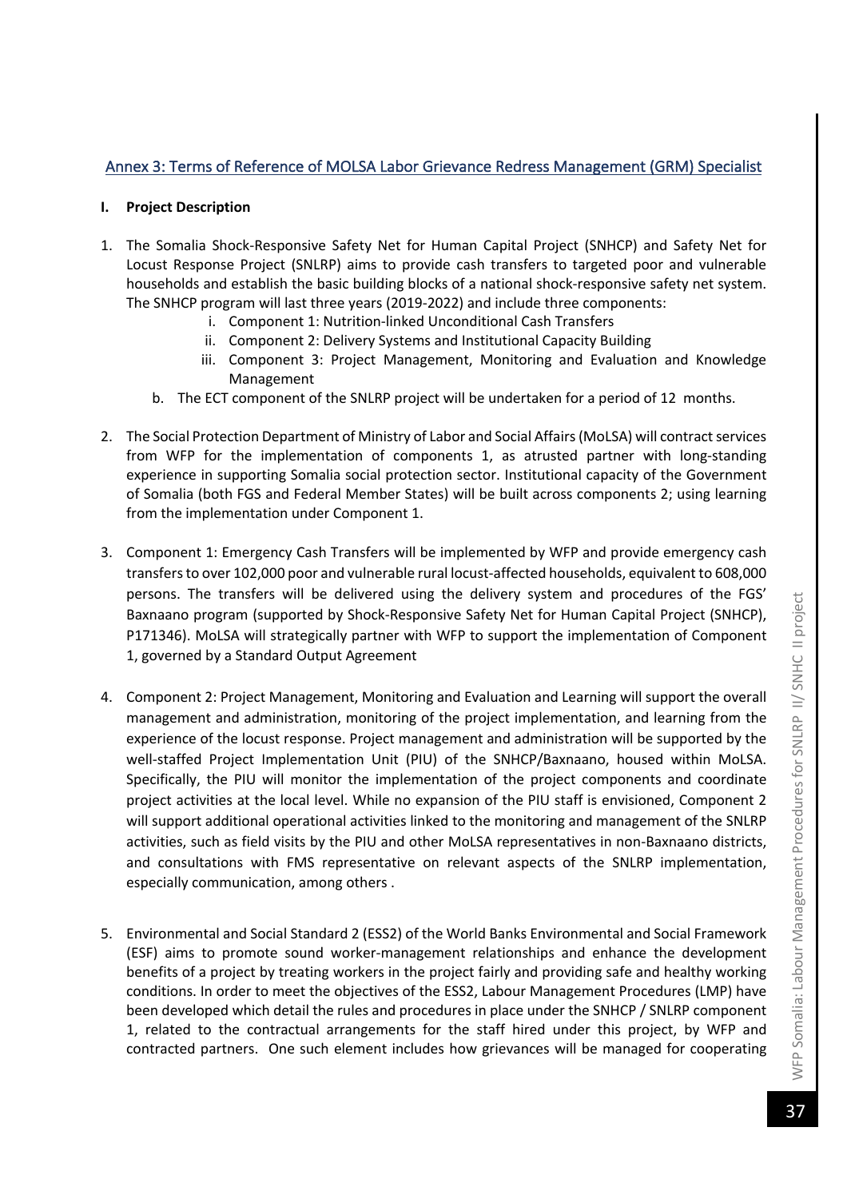## Annex 3: Terms of Reference of MOLSA Labor Grievance Redress Management (GRM) Specialist

**I. Project Description**

1. The Somalia Shock-Responsive Safety Net for Human Capital Project (SNHCP) and Safety Net for Locust Response Project (SNLRP) aims to provide cash transfers to targeted poor and vulnerable households and establish the basic building blocks of a national shock-responsive safety net system. The SNHCP program will last three years (2019-2022) and include three components:
   i. Component 1: Nutrition-linked Unconditional Cash Transfers
   ii. Component 2: Delivery Systems and Institutional Capacity Building
   iii. Component 3: Project Management, Monitoring and Evaluation and Knowledge Management

   b. The ECT component of the SNLRP project will be undertaken for a period of 12 months.

2. The Social Protection Department of Ministry of Labor and Social Affairs (MoLSA) will contract services from WFP for the implementation of components 1, as atrusted partner with long-standing experience in supporting Somalia social protection sector. Institutional capacity of the Government of Somalia (both FGS and Federal Member States) will be built across components 2; using learning from the implementation under Component 1.

3. Component 1: Emergency Cash Transfers will be implemented by WFP and provide emergency cash transfers to over 102,000 poor and vulnerable rural locust-affected households, equivalent to 608,000 persons. The transfers will be delivered using the delivery system and procedures of the FGS' Baxnaano program (supported by Shock-Responsive Safety Net for Human Capital Project (SNHCP), P171346). MoLSA will strategically partner with WFP to support the implementation of Component 1, governed by a Standard Output Agreement

4. Component 2: Project Management, Monitoring and Evaluation and Learning will support the overall management and administration, monitoring of the project implementation, and learning from the experience of the locust response. Project management and administration will be supported by the well-staffed Project Implementation Unit (PIU) of the SNHCP/Baxnaano, housed within MoLSA. Specifically, the PIU will monitor the implementation of the project components and coordinate project activities at the local level. While no expansion of the PIU staff is envisioned, Component 2 will support additional operational activities linked to the monitoring and management of the SNLRP activities, such as field visits by the PIU and other MoLSA representatives in non-Baxnaano districts, and consultations with FMS representative on relevant aspects of the SNLRP implementation, especially communication, among others .

5. Environmental and Social Standard 2 (ESS2) of the World Banks Environmental and Social Framework (ESF) aims to promote sound worker-management relationships and enhance the development benefits of a project by treating workers in the project fairly and providing safe and healthy working conditions. In order to meet the objectives of the ESS2, Labour Management Procedures (LMP) have been developed which detail the rules and procedures in place under the SNHCP / SNLRP component 1, related to the contractual arrangements for the staff hired under this project, by WFP and contracted partners. One such element includes how grievances will be managed for cooperating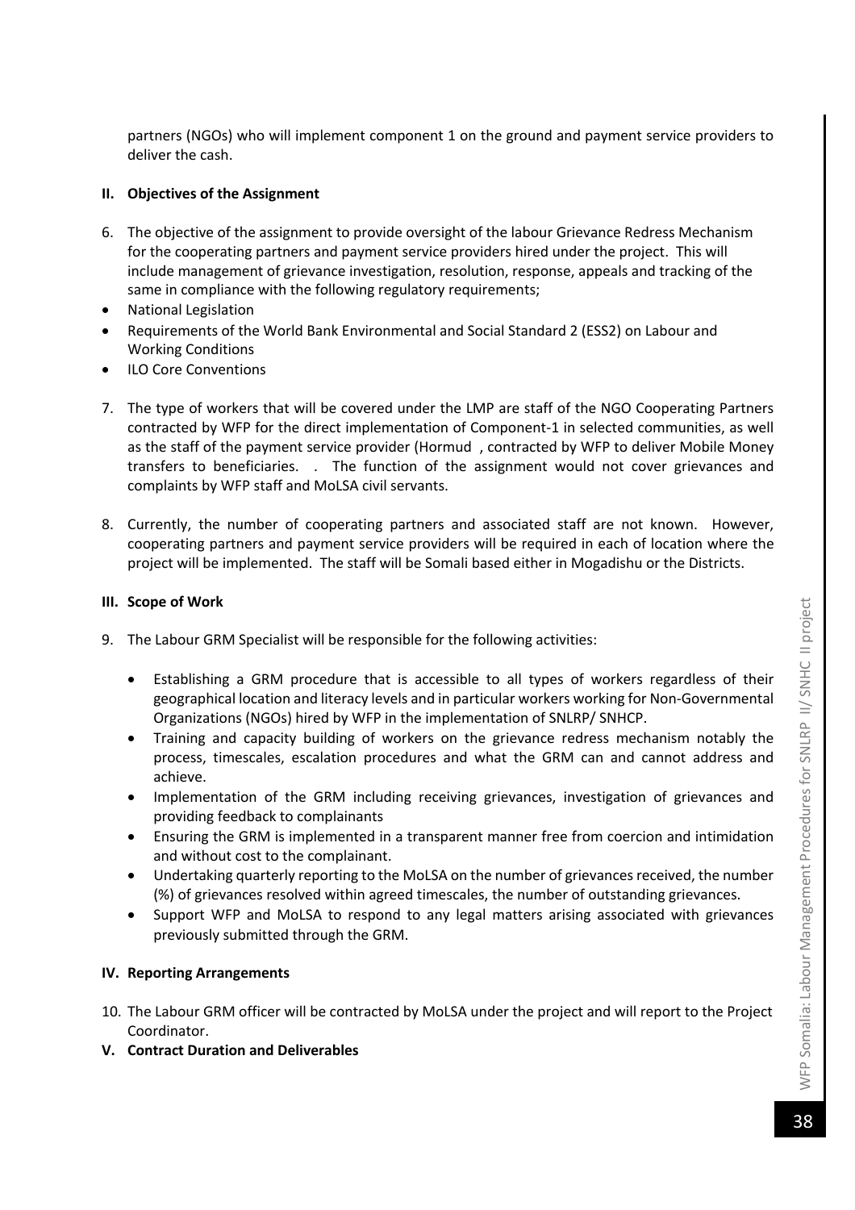partners (NGOs) who will implement component 1 on the ground and payment service providers to deliver the cash.

## II. Objectives of the Assignment

6. The objective of the assignment to provide oversight of the labour Grievance Redress Mechanism for the cooperating partners and payment service providers hired under the project. This will include management of grievance investigation, resolution, response, appeals and tracking of the same in compliance with the following regulatory requirements;

- National Legislation
- Requirements of the World Bank Environmental and Social Standard 2 (ESS2) on Labour and Working Conditions
- ILO Core Conventions

7. The type of workers that will be covered under the LMP are staff of the NGO Cooperating Partners contracted by WFP for the direct implementation of Component-1 in selected communities, as well as the staff of the payment service provider (Hormud , contracted by WFP to deliver Mobile Money transfers to beneficiaries. . The function of the assignment would not cover grievances and complaints by WFP staff and MoLSA civil servants.

8. Currently, the number of cooperating partners and associated staff are not known. However, cooperating partners and payment service providers will be required in each of location where the project will be implemented. The staff will be Somali based either in Mogadishu or the Districts.

## III. Scope of Work

9. The Labour GRM Specialist will be responsible for the following activities:

   - Establishing a GRM procedure that is accessible to all types of workers regardless of their geographical location and literacy levels and in particular workers working for Non-Governmental Organizations (NGOs) hired by WFP in the implementation of SNLRP/ SNHCP.
   - Training and capacity building of workers on the grievance redress mechanism notably the process, timescales, escalation procedures and what the GRM can and cannot address and achieve.
   - Implementation of the GRM including receiving grievances, investigation of grievances and providing feedback to complainants
   - Ensuring the GRM is implemented in a transparent manner free from coercion and intimidation and without cost to the complainant.
   - Undertaking quarterly reporting to the MoLSA on the number of grievances received, the number (%) of grievances resolved within agreed timescales, the number of outstanding grievances.
   - Support WFP and MoLSA to respond to any legal matters arising associated with grievances previously submitted through the GRM.

## IV. Reporting Arrangements

10. The Labour GRM officer will be contracted by MoLSA under the project and will report to the Project Coordinator.

## V. Contract Duration and Deliverables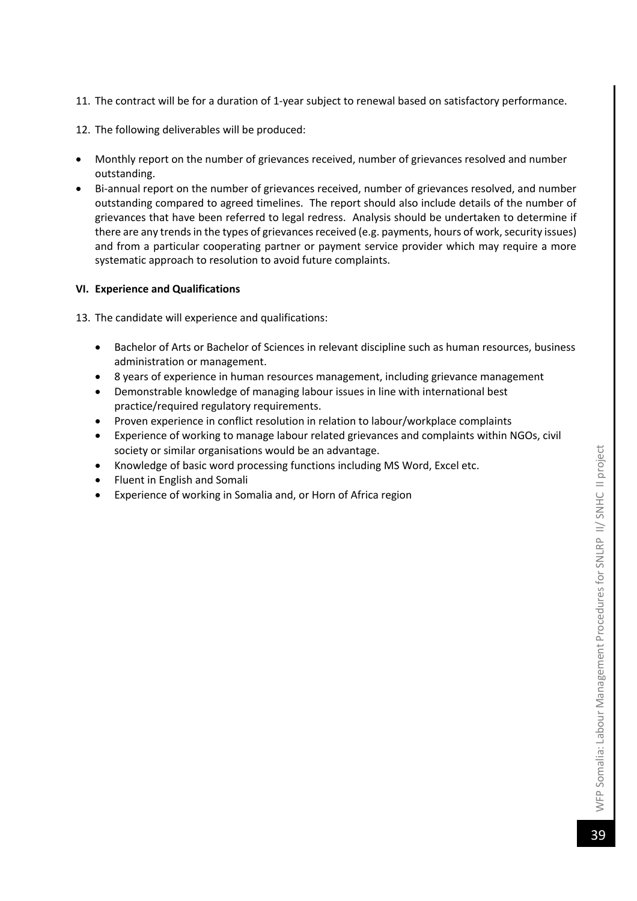11. The contract will be for a duration of 1-year subject to renewal based on satisfactory performance.

12. The following deliverables will be produced:

- Monthly report on the number of grievances received, number of grievances resolved and number outstanding.
- Bi-annual report on the number of grievances received, number of grievances resolved, and number outstanding compared to agreed timelines. The report should also include details of the number of grievances that have been referred to legal redress. Analysis should be undertaken to determine if there are any trends in the types of grievances received (e.g. payments, hours of work, security issues) and from a particular cooperating partner or payment service provider which may require a more systematic approach to resolution to avoid future complaints.

**VI. Experience and Qualifications**

13. The candidate will experience and qualifications:

    - Bachelor of Arts or Bachelor of Sciences in relevant discipline such as human resources, business administration or management.
    - 8 years of experience in human resources management, including grievance management
    - Demonstrable knowledge of managing labour issues in line with international best practice/required regulatory requirements.
    - Proven experience in conflict resolution in relation to labour/workplace complaints
    - Experience of working to manage labour related grievances and complaints within NGOs, civil society or similar organisations would be an advantage.
    - Knowledge of basic word processing functions including MS Word, Excel etc.
    - Fluent in English and Somali
    - Experience of working in Somalia and, or Horn of Africa region